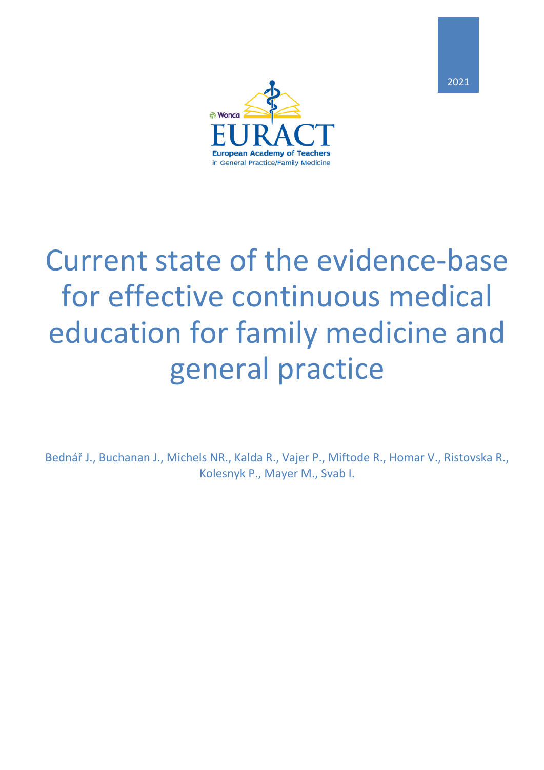2021

Wonca EURACT

European Academy of Teachers in General Practice/Family Medicine

# Current state of the evidence-base for effective continuous medical education for family medicine and general practice

Bednář J., Buchanan J., Michels NR., Kalda R., Vajer P., Miftode R., Homar V., Ristovska R., Kolesnyk P., Mayer M., Svab I.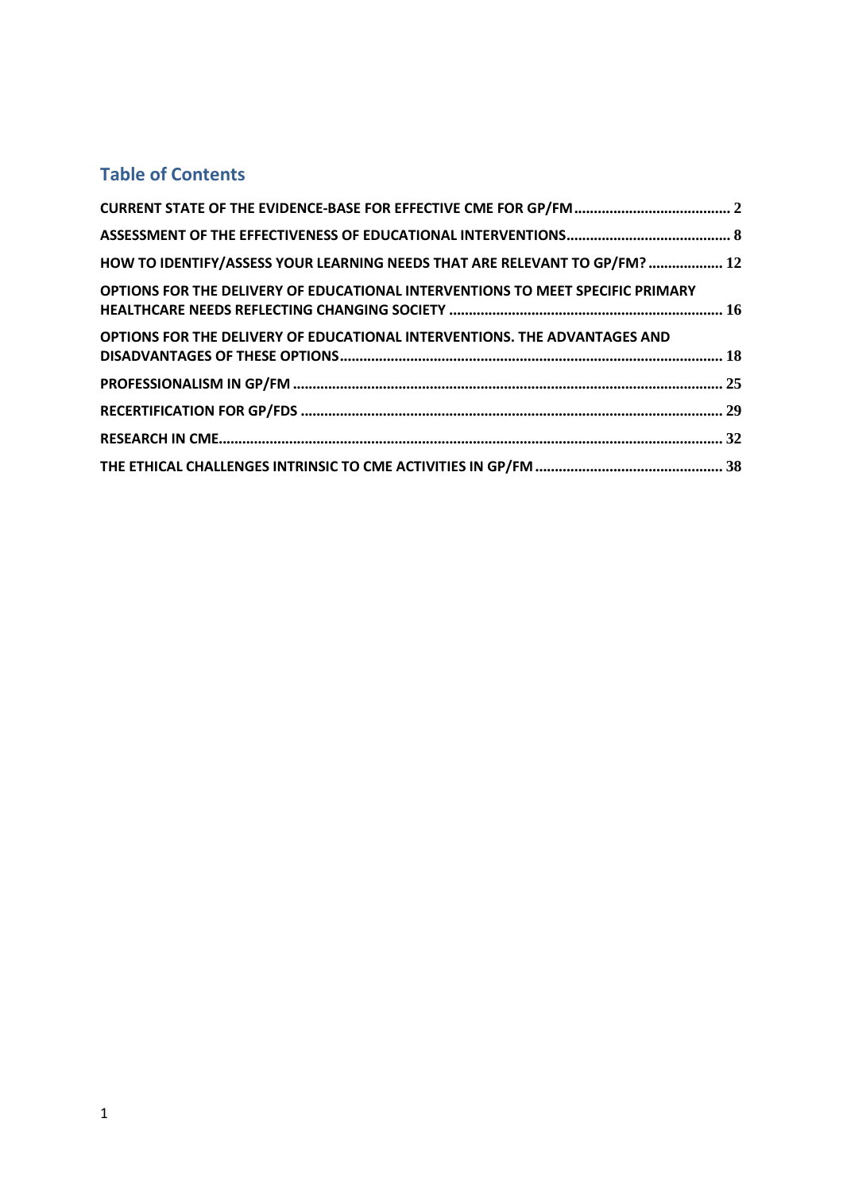## Table of Contents

- CURRENT STATE OF THE EVIDENCE-BASE FOR EFFECTIVE CME FOR GP/FM ........ 2
- ASSESSMENT OF THE EFFECTIVENESS OF EDUCATIONAL INTERVENTIONS ........ 8
- HOW TO IDENTIFY/ASSESS YOUR LEARNING NEEDS THAT ARE RELEVANT TO GP/FM? ........ 12
- OPTIONS FOR THE DELIVERY OF EDUCATIONAL INTERVENTIONS TO MEET SPECIFIC PRIMARY HEALTHCARE NEEDS REFLECTING CHANGING SOCIETY ........ 16
- OPTIONS FOR THE DELIVERY OF EDUCATIONAL INTERVENTIONS. THE ADVANTAGES AND DISADVANTAGES OF THESE OPTIONS ........ 18
- PROFESSIONALISM IN GP/FM ........ 25
- RECERTIFICATION FOR GP/FDS ........ 29
- RESEARCH IN CME ........ 32
- THE ETHICAL CHALLENGES INTRINSIC TO CME ACTIVITIES IN GP/FM ........ 38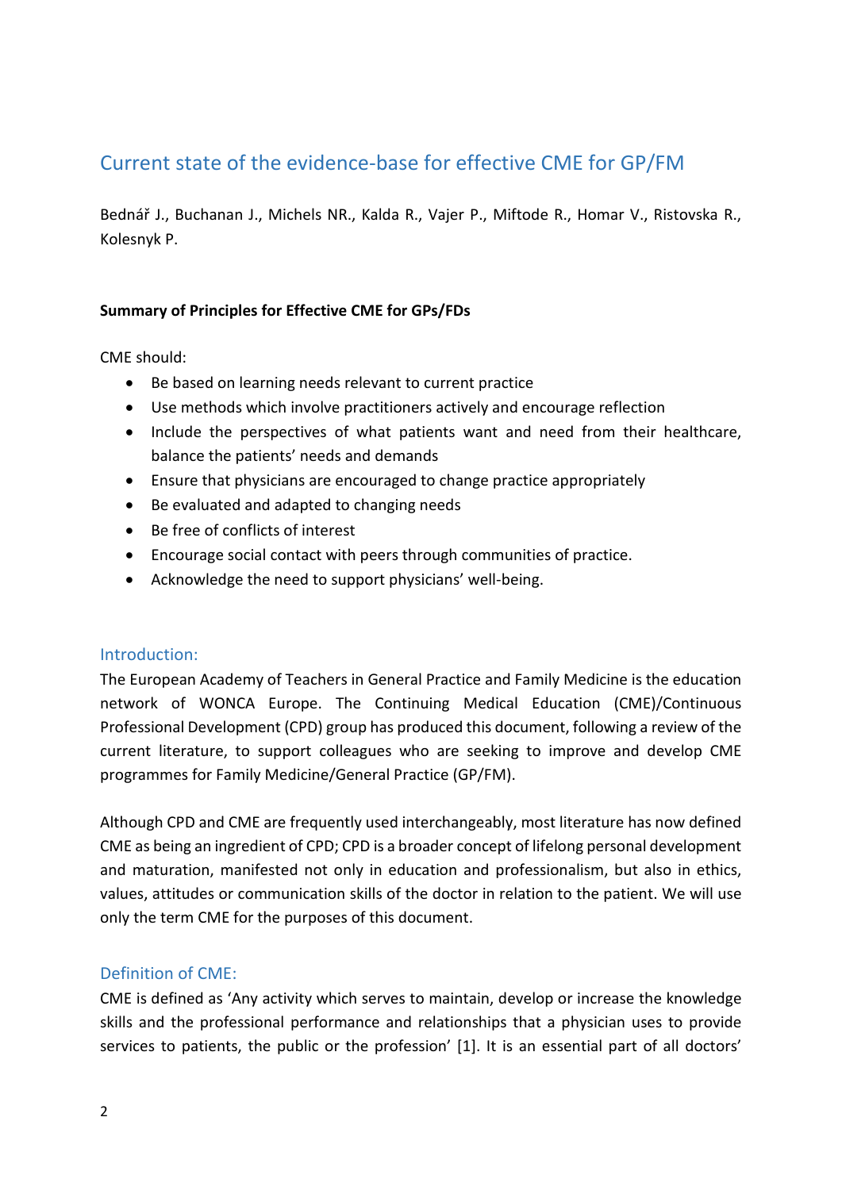## Current state of the evidence-base for effective CME for GP/FM

Bednář J., Buchanan J., Michels NR., Kalda R., Vajer P., Miftode R., Homar V., Ristovska R., Kolesnyk P.

**Summary of Principles for Effective CME for GPs/FDs**

CME should:

- Be based on learning needs relevant to current practice
- Use methods which involve practitioners actively and encourage reflection
- Include the perspectives of what patients want and need from their healthcare, balance the patients' needs and demands
- Ensure that physicians are encouraged to change practice appropriately
- Be evaluated and adapted to changing needs
- Be free of conflicts of interest
- Encourage social contact with peers through communities of practice.
- Acknowledge the need to support physicians' well-being.

### Introduction:

The European Academy of Teachers in General Practice and Family Medicine is the education network of WONCA Europe. The Continuing Medical Education (CME)/Continuous Professional Development (CPD) group has produced this document, following a review of the current literature, to support colleagues who are seeking to improve and develop CME programmes for Family Medicine/General Practice (GP/FM).

Although CPD and CME are frequently used interchangeably, most literature has now defined CME as being an ingredient of CPD; CPD is a broader concept of lifelong personal development and maturation, manifested not only in education and professionalism, but also in ethics, values, attitudes or communication skills of the doctor in relation to the patient. We will use only the term CME for the purposes of this document.

### Definition of CME:

CME is defined as 'Any activity which serves to maintain, develop or increase the knowledge skills and the professional performance and relationships that a physician uses to provide services to patients, the public or the profession' [1]. It is an essential part of all doctors'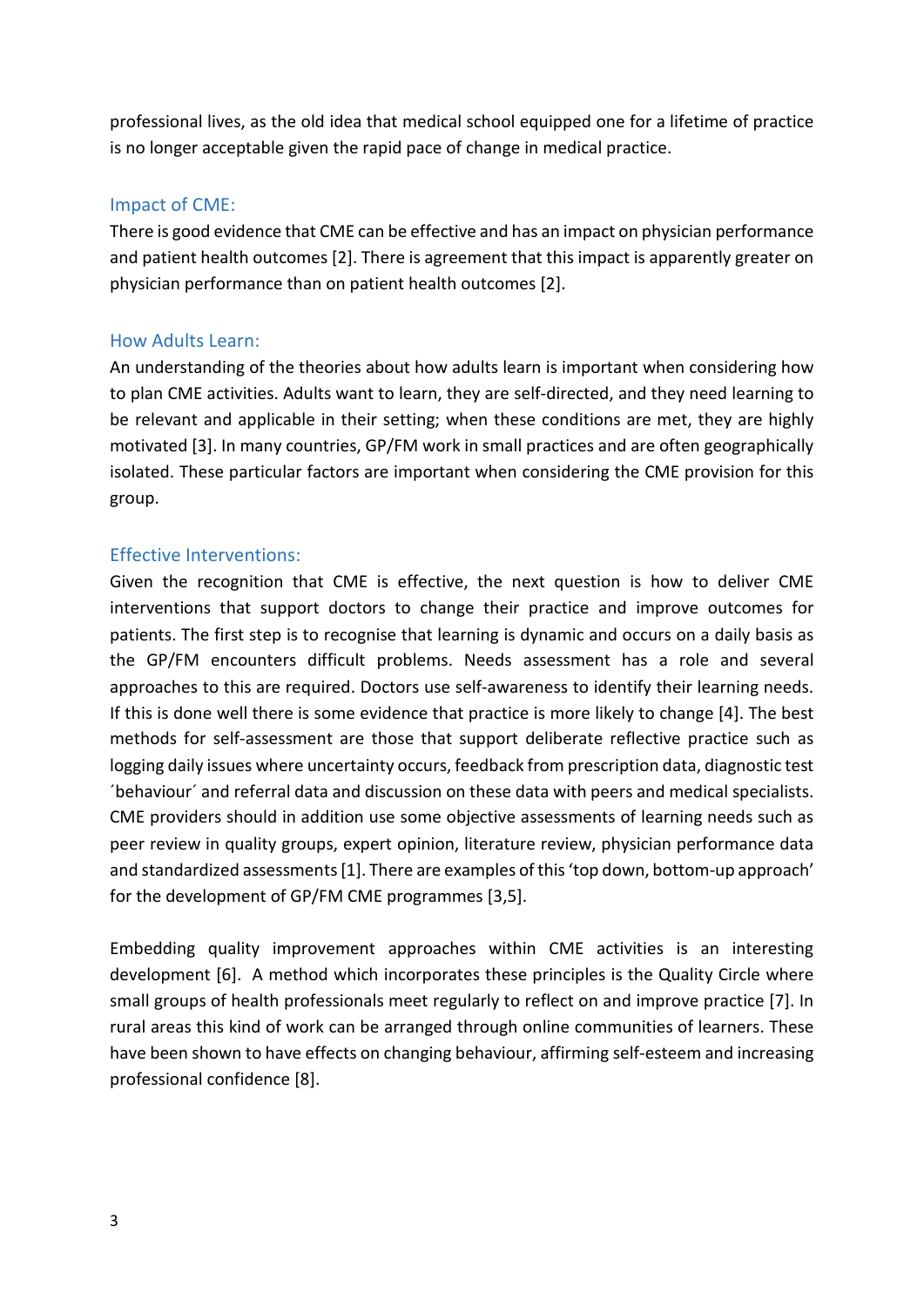professional lives, as the old idea that medical school equipped one for a lifetime of practice is no longer acceptable given the rapid pace of change in medical practice.

## Impact of CME:

There is good evidence that CME can be effective and has an impact on physician performance and patient health outcomes [2]. There is agreement that this impact is apparently greater on physician performance than on patient health outcomes [2].

## How Adults Learn:

An understanding of the theories about how adults learn is important when considering how to plan CME activities. Adults want to learn, they are self-directed, and they need learning to be relevant and applicable in their setting; when these conditions are met, they are highly motivated [3]. In many countries, GP/FM work in small practices and are often geographically isolated. These particular factors are important when considering the CME provision for this group.

## Effective Interventions:

Given the recognition that CME is effective, the next question is how to deliver CME interventions that support doctors to change their practice and improve outcomes for patients. The first step is to recognise that learning is dynamic and occurs on a daily basis as the GP/FM encounters difficult problems. Needs assessment has a role and several approaches to this are required. Doctors use self-awareness to identify their learning needs. If this is done well there is some evidence that practice is more likely to change [4]. The best methods for self-assessment are those that support deliberate reflective practice such as logging daily issues where uncertainty occurs, feedback from prescription data, diagnostic test ´behaviour´ and referral data and discussion on these data with peers and medical specialists. CME providers should in addition use some objective assessments of learning needs such as peer review in quality groups, expert opinion, literature review, physician performance data and standardized assessments [1]. There are examples of this 'top down, bottom-up approach' for the development of GP/FM CME programmes [3,5].

Embedding quality improvement approaches within CME activities is an interesting development [6]. A method which incorporates these principles is the Quality Circle where small groups of health professionals meet regularly to reflect on and improve practice [7]. In rural areas this kind of work can be arranged through online communities of learners. These have been shown to have effects on changing behaviour, affirming self-esteem and increasing professional confidence [8].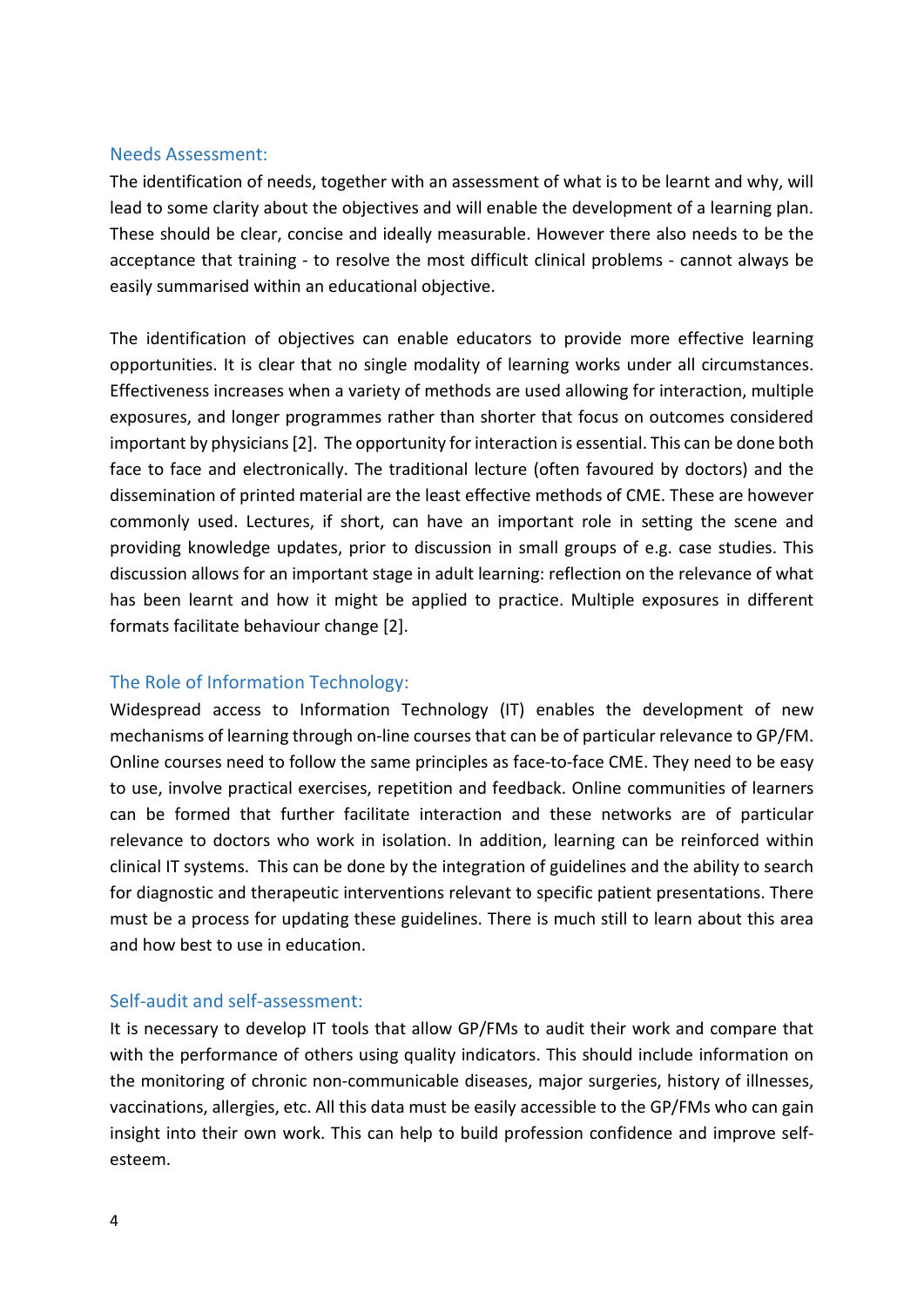## Needs Assessment:

The identification of needs, together with an assessment of what is to be learnt and why, will lead to some clarity about the objectives and will enable the development of a learning plan. These should be clear, concise and ideally measurable. However there also needs to be the acceptance that training - to resolve the most difficult clinical problems - cannot always be easily summarised within an educational objective.

The identification of objectives can enable educators to provide more effective learning opportunities. It is clear that no single modality of learning works under all circumstances. Effectiveness increases when a variety of methods are used allowing for interaction, multiple exposures, and longer programmes rather than shorter that focus on outcomes considered important by physicians [2]. The opportunity for interaction is essential. This can be done both face to face and electronically. The traditional lecture (often favoured by doctors) and the dissemination of printed material are the least effective methods of CME. These are however commonly used. Lectures, if short, can have an important role in setting the scene and providing knowledge updates, prior to discussion in small groups of e.g. case studies. This discussion allows for an important stage in adult learning: reflection on the relevance of what has been learnt and how it might be applied to practice. Multiple exposures in different formats facilitate behaviour change [2].

## The Role of Information Technology:

Widespread access to Information Technology (IT) enables the development of new mechanisms of learning through on-line courses that can be of particular relevance to GP/FM. Online courses need to follow the same principles as face-to-face CME. They need to be easy to use, involve practical exercises, repetition and feedback. Online communities of learners can be formed that further facilitate interaction and these networks are of particular relevance to doctors who work in isolation. In addition, learning can be reinforced within clinical IT systems. This can be done by the integration of guidelines and the ability to search for diagnostic and therapeutic interventions relevant to specific patient presentations. There must be a process for updating these guidelines. There is much still to learn about this area and how best to use in education.

## Self-audit and self-assessment:

It is necessary to develop IT tools that allow GP/FMs to audit their work and compare that with the performance of others using quality indicators. This should include information on the monitoring of chronic non-communicable diseases, major surgeries, history of illnesses, vaccinations, allergies, etc. All this data must be easily accessible to the GP/FMs who can gain insight into their own work. This can help to build profession confidence and improve self-esteem.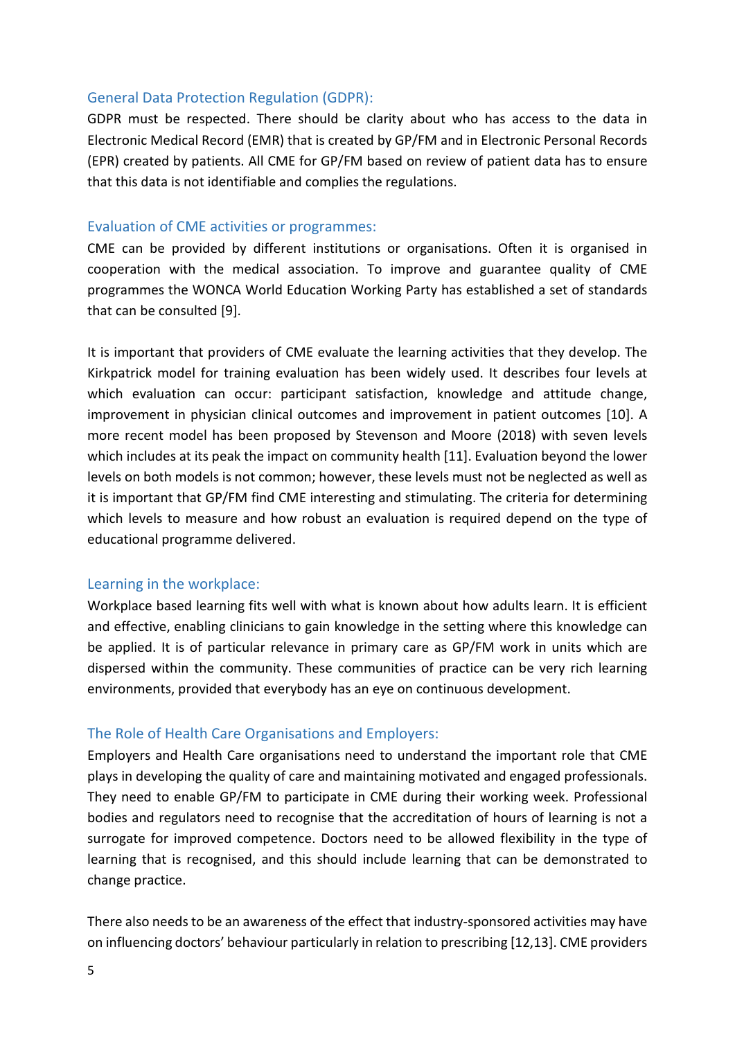### General Data Protection Regulation (GDPR):

GDPR must be respected. There should be clarity about who has access to the data in Electronic Medical Record (EMR) that is created by GP/FM and in Electronic Personal Records (EPR) created by patients. All CME for GP/FM based on review of patient data has to ensure that this data is not identifiable and complies the regulations.

### Evaluation of CME activities or programmes:

CME can be provided by different institutions or organisations. Often it is organised in cooperation with the medical association. To improve and guarantee quality of CME programmes the WONCA World Education Working Party has established a set of standards that can be consulted [9].

It is important that providers of CME evaluate the learning activities that they develop. The Kirkpatrick model for training evaluation has been widely used. It describes four levels at which evaluation can occur: participant satisfaction, knowledge and attitude change, improvement in physician clinical outcomes and improvement in patient outcomes [10]. A more recent model has been proposed by Stevenson and Moore (2018) with seven levels which includes at its peak the impact on community health [11]. Evaluation beyond the lower levels on both models is not common; however, these levels must not be neglected as well as it is important that GP/FM find CME interesting and stimulating. The criteria for determining which levels to measure and how robust an evaluation is required depend on the type of educational programme delivered.

### Learning in the workplace:

Workplace based learning fits well with what is known about how adults learn. It is efficient and effective, enabling clinicians to gain knowledge in the setting where this knowledge can be applied. It is of particular relevance in primary care as GP/FM work in units which are dispersed within the community. These communities of practice can be very rich learning environments, provided that everybody has an eye on continuous development.

### The Role of Health Care Organisations and Employers:

Employers and Health Care organisations need to understand the important role that CME plays in developing the quality of care and maintaining motivated and engaged professionals. They need to enable GP/FM to participate in CME during their working week. Professional bodies and regulators need to recognise that the accreditation of hours of learning is not a surrogate for improved competence. Doctors need to be allowed flexibility in the type of learning that is recognised, and this should include learning that can be demonstrated to change practice.

There also needs to be an awareness of the effect that industry-sponsored activities may have on influencing doctors' behaviour particularly in relation to prescribing [12,13]. CME providers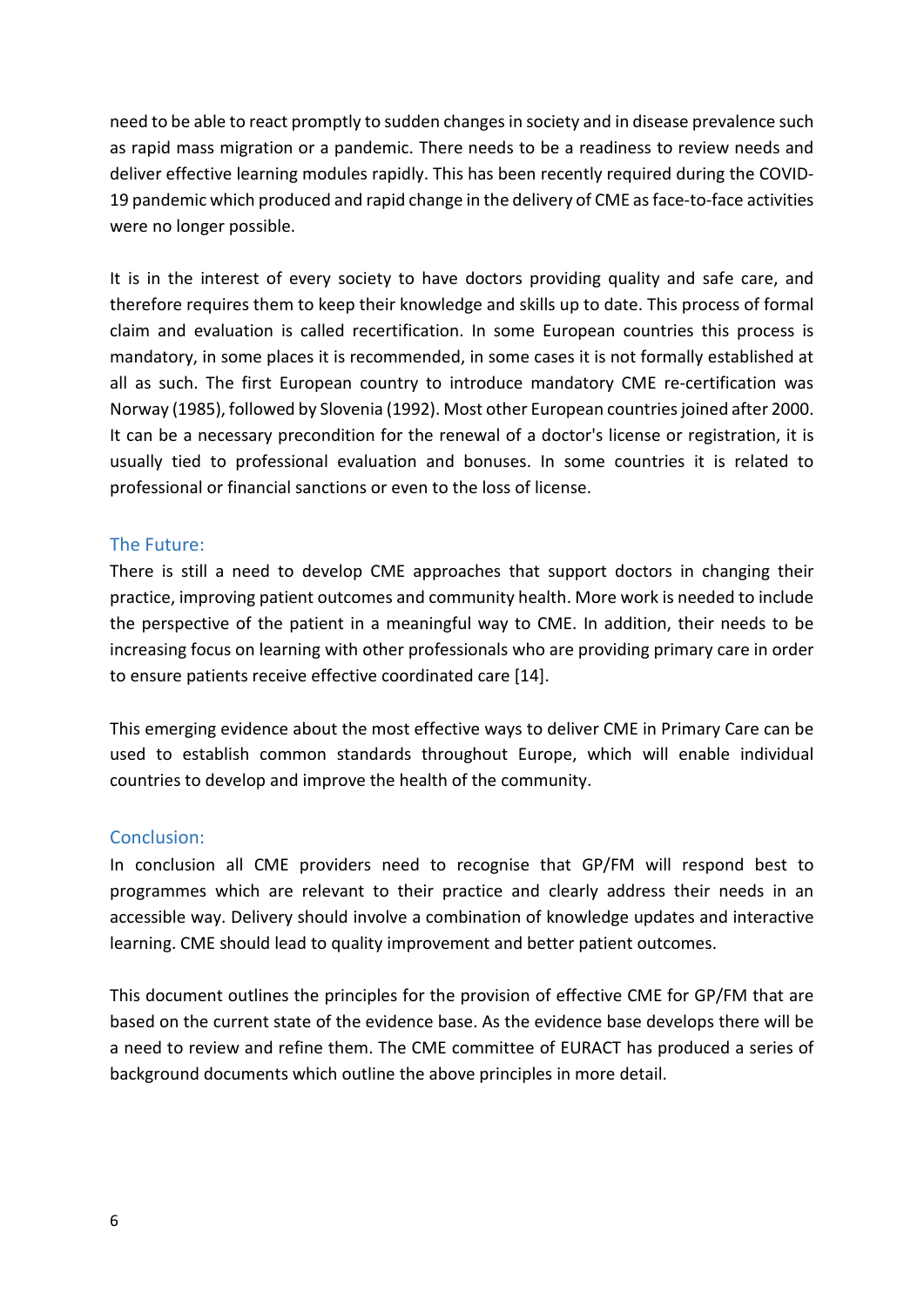need to be able to react promptly to sudden changes in society and in disease prevalence such as rapid mass migration or a pandemic. There needs to be a readiness to review needs and deliver effective learning modules rapidly. This has been recently required during the COVID-19 pandemic which produced and rapid change in the delivery of CME as face-to-face activities were no longer possible.

It is in the interest of every society to have doctors providing quality and safe care, and therefore requires them to keep their knowledge and skills up to date. This process of formal claim and evaluation is called recertification. In some European countries this process is mandatory, in some places it is recommended, in some cases it is not formally established at all as such. The first European country to introduce mandatory CME re-certification was Norway (1985), followed by Slovenia (1992). Most other European countries joined after 2000. It can be a necessary precondition for the renewal of a doctor's license or registration, it is usually tied to professional evaluation and bonuses. In some countries it is related to professional or financial sanctions or even to the loss of license.

## The Future:

There is still a need to develop CME approaches that support doctors in changing their practice, improving patient outcomes and community health. More work is needed to include the perspective of the patient in a meaningful way to CME. In addition, their needs to be increasing focus on learning with other professionals who are providing primary care in order to ensure patients receive effective coordinated care [14].

This emerging evidence about the most effective ways to deliver CME in Primary Care can be used to establish common standards throughout Europe, which will enable individual countries to develop and improve the health of the community.

## Conclusion:

In conclusion all CME providers need to recognise that GP/FM will respond best to programmes which are relevant to their practice and clearly address their needs in an accessible way. Delivery should involve a combination of knowledge updates and interactive learning. CME should lead to quality improvement and better patient outcomes.

This document outlines the principles for the provision of effective CME for GP/FM that are based on the current state of the evidence base. As the evidence base develops there will be a need to review and refine them. The CME committee of EURACT has produced a series of background documents which outline the above principles in more detail.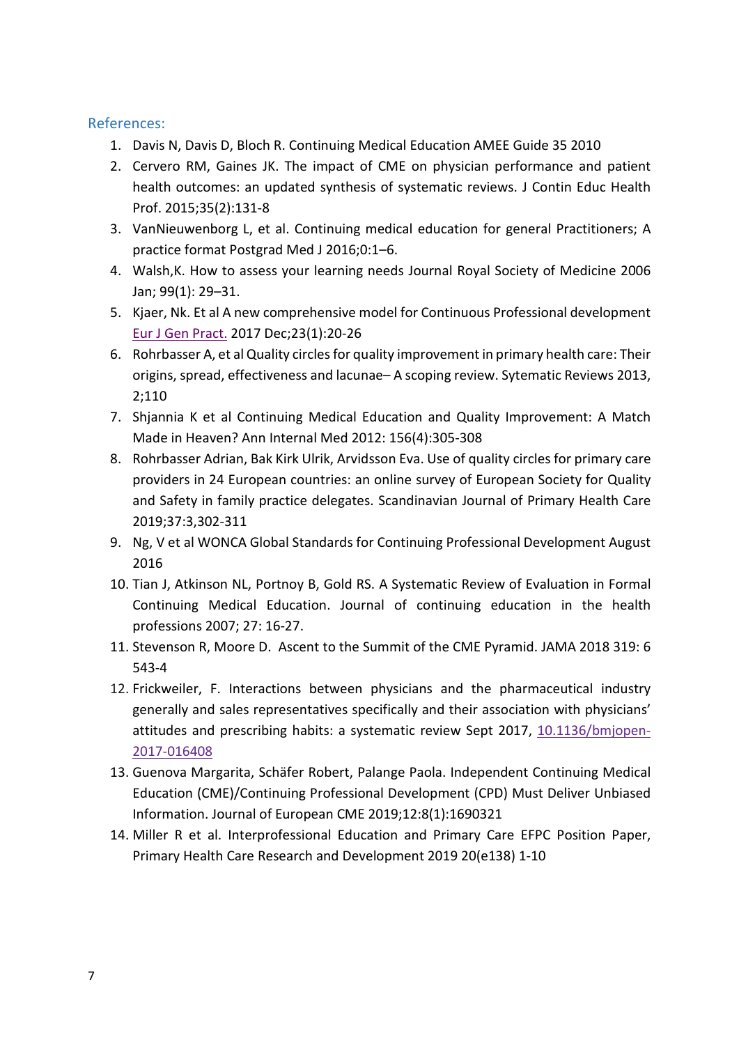## References:

1. Davis N, Davis D, Bloch R. Continuing Medical Education AMEE Guide 35 2010
2. Cervero RM, Gaines JK. The impact of CME on physician performance and patient health outcomes: an updated synthesis of systematic reviews. J Contin Educ Health Prof. 2015;35(2):131-8
3. VanNieuwenborg L, et al. Continuing medical education for general Practitioners; A practice format Postgrad Med J 2016;0:1–6.
4. Walsh,K. How to assess your learning needs Journal Royal Society of Medicine 2006 Jan; 99(1): 29–31.
5. Kjaer, Nk. Et al A new comprehensive model for Continuous Professional development Eur J Gen Pract. 2017 Dec;23(1):20-26
6. Rohrbasser A, et al Quality circles for quality improvement in primary health care: Their origins, spread, effectiveness and lacunae– A scoping review. Sytematic Reviews 2013, 2;110
7. Shjannia K et al Continuing Medical Education and Quality Improvement: A Match Made in Heaven? Ann Internal Med 2012: 156(4):305-308
8. Rohrbasser Adrian, Bak Kirk Ulrik, Arvidsson Eva. Use of quality circles for primary care providers in 24 European countries: an online survey of European Society for Quality and Safety in family practice delegates. Scandinavian Journal of Primary Health Care 2019;37:3,302-311
9. Ng, V et al WONCA Global Standards for Continuing Professional Development August 2016
10. Tian J, Atkinson NL, Portnoy B, Gold RS. A Systematic Review of Evaluation in Formal Continuing Medical Education. Journal of continuing education in the health professions 2007; 27: 16-27.
11. Stevenson R, Moore D. Ascent to the Summit of the CME Pyramid. JAMA 2018 319: 6 543-4
12. Frickweiler, F. Interactions between physicians and the pharmaceutical industry generally and sales representatives specifically and their association with physicians' attitudes and prescribing habits: a systematic review Sept 2017, 10.1136/bmjopen-2017-016408
13. Guenova Margarita, Schäfer Robert, Palange Paola. Independent Continuing Medical Education (CME)/Continuing Professional Development (CPD) Must Deliver Unbiased Information. Journal of European CME 2019;12:8(1):1690321
14. Miller R et al. Interprofessional Education and Primary Care EFPC Position Paper, Primary Health Care Research and Development 2019 20(e138) 1-10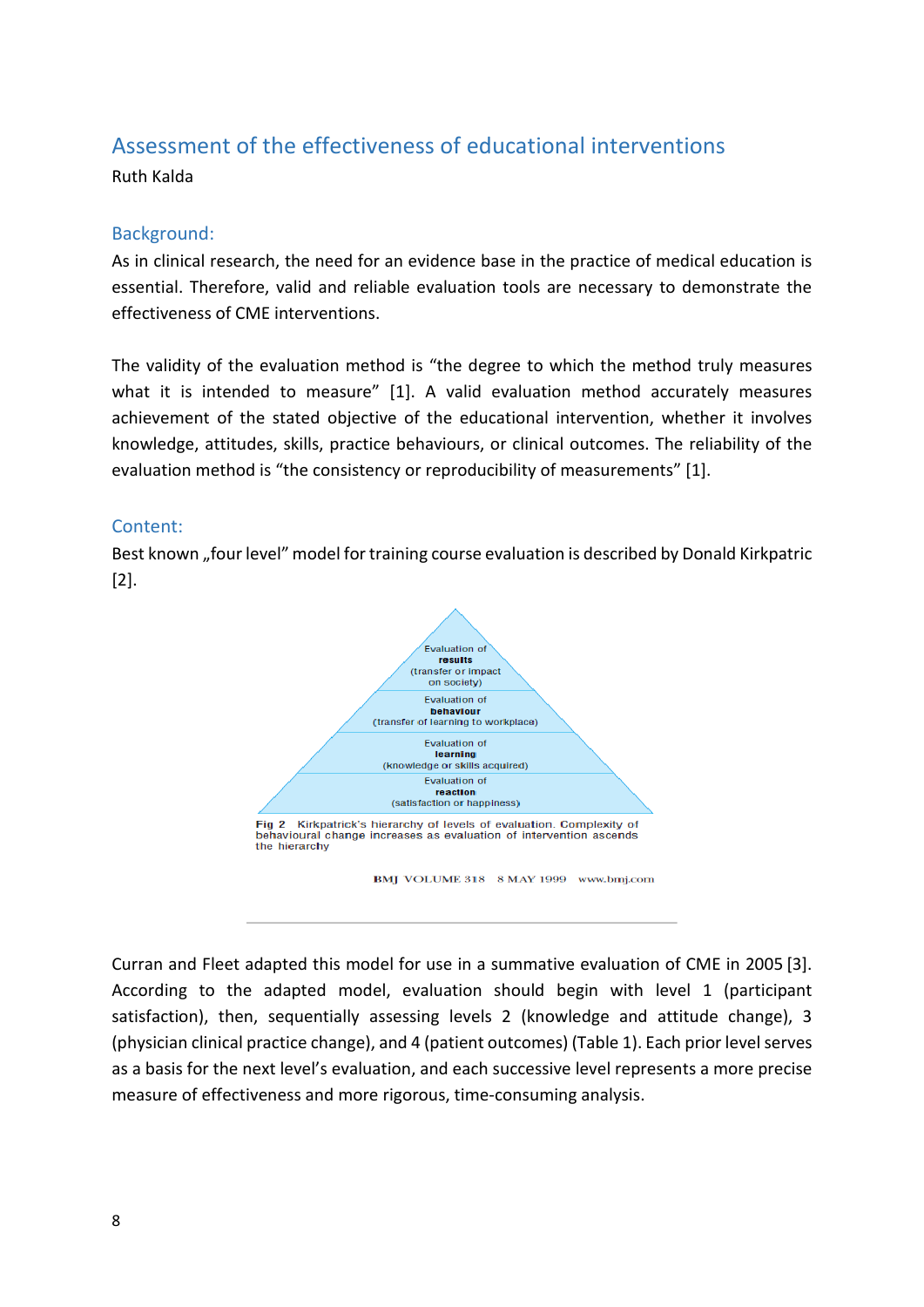## Assessment of the effectiveness of educational interventions

Ruth Kalda

### Background:

As in clinical research, the need for an evidence base in the practice of medical education is essential. Therefore, valid and reliable evaluation tools are necessary to demonstrate the effectiveness of CME interventions.

The validity of the evaluation method is "the degree to which the method truly measures what it is intended to measure" [1]. A valid evaluation method accurately measures achievement of the stated objective of the educational intervention, whether it involves knowledge, attitudes, skills, practice behaviours, or clinical outcomes. The reliability of the evaluation method is "the consistency or reproducibility of measurements" [1].

### Content:

Best known „four level" model for training course evaluation is described by Donald Kirkpatric [2].

Evaluation of **results** (transfer or impact on society)

Evaluation of **behaviour** (transfer of learning to workplace)

Evaluation of **learning** (knowledge or skills acquired)

Evaluation of **reaction** (satisfaction or happiness)

Fig 2 Kirkpatrick's hierarchy of levels of evaluation. Complexity of behavioural change increases as evaluation of intervention ascends the hierarchy

BMJ VOLUME 318 8 MAY 1999 www.bmj.com

Curran and Fleet adapted this model for use in a summative evaluation of CME in 2005 [3]. According to the adapted model, evaluation should begin with level 1 (participant satisfaction), then, sequentially assessing levels 2 (knowledge and attitude change), 3 (physician clinical practice change), and 4 (patient outcomes) (Table 1). Each prior level serves as a basis for the next level's evaluation, and each successive level represents a more precise measure of effectiveness and more rigorous, time-consuming analysis.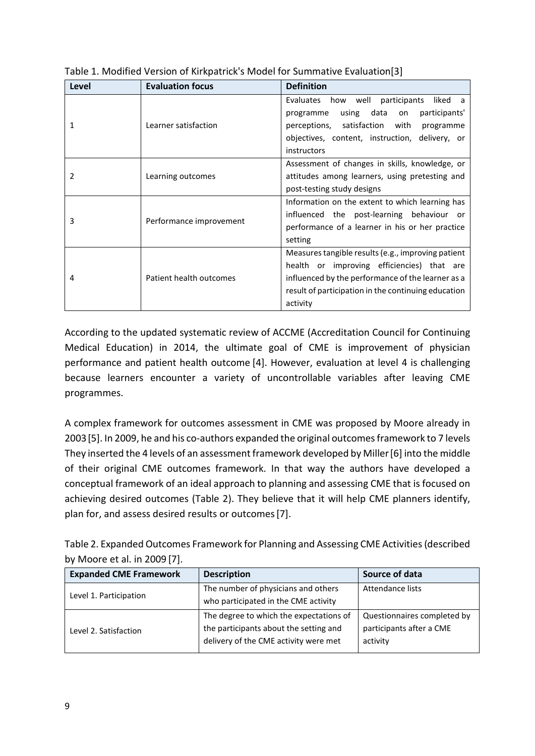Table 1. Modified Version of Kirkpatrick's Model for Summative Evaluation[3]

| Level | Evaluation focus | Definition |
|---|---|---|
| 1 | Learner satisfaction | Evaluates how well participants liked a programme using data on participants' perceptions, satisfaction with programme objectives, content, instruction, delivery, or instructors |
| 2 | Learning outcomes | Assessment of changes in skills, knowledge, or attitudes among learners, using pretesting and post-testing study designs |
| 3 | Performance improvement | Information on the extent to which learning has influenced the post-learning behaviour or performance of a learner in his or her practice setting |
| 4 | Patient health outcomes | Measures tangible results (e.g., improving patient health or improving efficiencies) that are influenced by the performance of the learner as a result of participation in the continuing education activity |

According to the updated systematic review of ACCME (Accreditation Council for Continuing Medical Education) in 2014, the ultimate goal of CME is improvement of physician performance and patient health outcome [4]. However, evaluation at level 4 is challenging because learners encounter a variety of uncontrollable variables after leaving CME programmes.

A complex framework for outcomes assessment in CME was proposed by Moore already in 2003 [5]. In 2009, he and his co-authors expanded the original outcomes framework to 7 levels They inserted the 4 levels of an assessment framework developed by Miller [6] into the middle of their original CME outcomes framework. In that way the authors have developed a conceptual framework of an ideal approach to planning and assessing CME that is focused on achieving desired outcomes (Table 2). They believe that it will help CME planners identify, plan for, and assess desired results or outcomes [7].

Table 2. Expanded Outcomes Framework for Planning and Assessing CME Activities (described by Moore et al. in 2009 [7].

| Expanded CME Framework | Description | Source of data |
|---|---|---|
| Level 1. Participation | The number of physicians and others who participated in the CME activity | Attendance lists |
| Level 2. Satisfaction | The degree to which the expectations of the participants about the setting and delivery of the CME activity were met | Questionnaires completed by participants after a CME activity |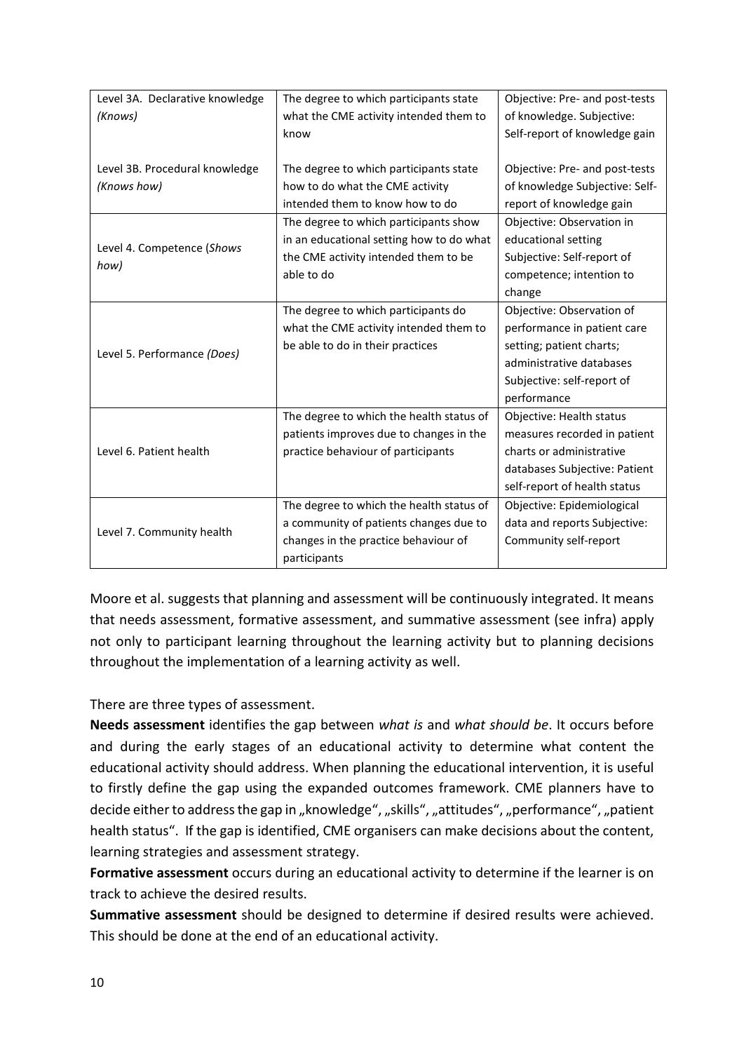| Level 3A. Declarative knowledge *(Knows)*<br><br>Level 3B. Procedural knowledge *(Knows how)* | The degree to which participants state what the CME activity intended them to know<br><br>The degree to which participants state how to do what the CME activity intended them to know how to do | Objective: Pre- and post-tests of knowledge. Subjective: Self-report of knowledge gain<br><br>Objective: Pre- and post-tests of knowledge Subjective: Self-report of knowledge gain |
|---|---|---|
| Level 4. Competence (*Shows how)* | The degree to which participants show in an educational setting how to do what the CME activity intended them to be able to do | Objective: Observation in educational setting Subjective: Self-report of competence; intention to change |
| Level 5. Performance *(Does)* | The degree to which participants do what the CME activity intended them to be able to do in their practices | Objective: Observation of performance in patient care setting; patient charts; administrative databases Subjective: self-report of performance |
| Level 6. Patient health | The degree to which the health status of patients improves due to changes in the practice behaviour of participants | Objective: Health status measures recorded in patient charts or administrative databases Subjective: Patient self-report of health status |
| Level 7. Community health | The degree to which the health status of a community of patients changes due to changes in the practice behaviour of participants | Objective: Epidemiological data and reports Subjective: Community self-report |

Moore et al. suggests that planning and assessment will be continuously integrated. It means that needs assessment, formative assessment, and summative assessment (see infra) apply not only to participant learning throughout the learning activity but to planning decisions throughout the implementation of a learning activity as well.

There are three types of assessment.

**Needs assessment** identifies the gap between *what is* and *what should be*. It occurs before and during the early stages of an educational activity to determine what content the educational activity should address. When planning the educational intervention, it is useful to firstly define the gap using the expanded outcomes framework. CME planners have to decide either to address the gap in „knowledge", „skills", „attitudes", „performance", „patient health status". If the gap is identified, CME organisers can make decisions about the content, learning strategies and assessment strategy.

**Formative assessment** occurs during an educational activity to determine if the learner is on track to achieve the desired results.

**Summative assessment** should be designed to determine if desired results were achieved. This should be done at the end of an educational activity.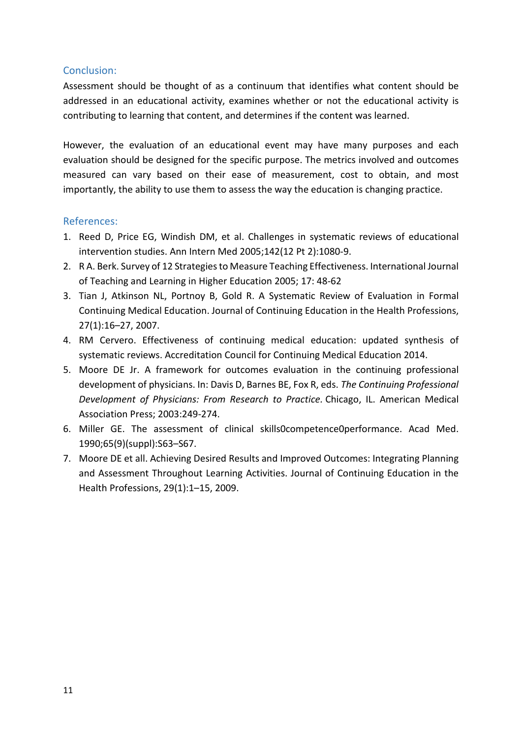## Conclusion:

Assessment should be thought of as a continuum that identifies what content should be addressed in an educational activity, examines whether or not the educational activity is contributing to learning that content, and determines if the content was learned.

However, the evaluation of an educational event may have many purposes and each evaluation should be designed for the specific purpose. The metrics involved and outcomes measured can vary based on their ease of measurement, cost to obtain, and most importantly, the ability to use them to assess the way the education is changing practice.

## References:

1. Reed D, Price EG, Windish DM, et al. Challenges in systematic reviews of educational intervention studies. Ann Intern Med 2005;142(12 Pt 2):1080-9.
2. R A. Berk. Survey of 12 Strategies to Measure Teaching Effectiveness. International Journal of Teaching and Learning in Higher Education 2005; 17: 48-62
3. Tian J, Atkinson NL, Portnoy B, Gold R. A Systematic Review of Evaluation in Formal Continuing Medical Education. Journal of Continuing Education in the Health Professions, 27(1):16–27, 2007.
4. RM Cervero. Effectiveness of continuing medical education: updated synthesis of systematic reviews. Accreditation Council for Continuing Medical Education 2014.
5. Moore DE Jr. A framework for outcomes evaluation in the continuing professional development of physicians. In: Davis D, Barnes BE, Fox R, eds. *The Continuing Professional Development of Physicians: From Research to Practice*. Chicago, IL. American Medical Association Press; 2003:249-274.
6. Miller GE. The assessment of clinical skills0competence0performance. Acad Med. 1990;65(9)(suppl):S63–S67.
7. Moore DE et all. Achieving Desired Results and Improved Outcomes: Integrating Planning and Assessment Throughout Learning Activities. Journal of Continuing Education in the Health Professions, 29(1):1–15, 2009.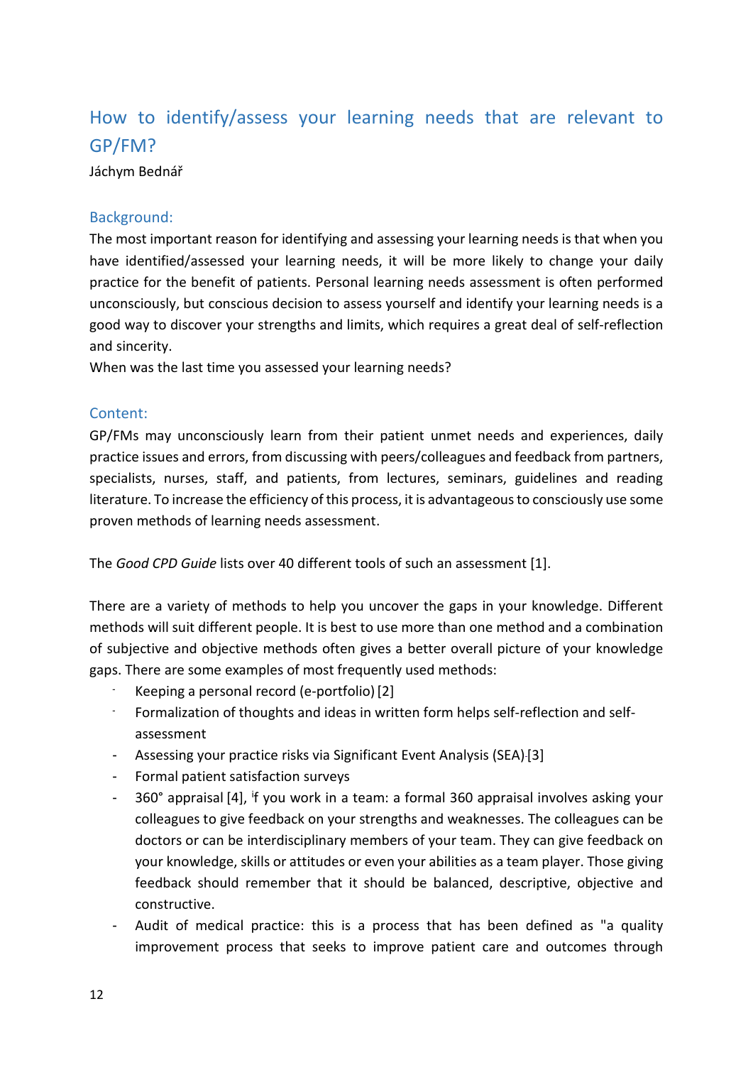## How to identify/assess your learning needs that are relevant to GP/FM?

Jáchym Bednář

### Background:

The most important reason for identifying and assessing your learning needs is that when you have identified/assessed your learning needs, it will be more likely to change your daily practice for the benefit of patients. Personal learning needs assessment is often performed unconsciously, but conscious decision to assess yourself and identify your learning needs is a good way to discover your strengths and limits, which requires a great deal of self-reflection and sincerity.

When was the last time you assessed your learning needs?

### Content:

GP/FMs may unconsciously learn from their patient unmet needs and experiences, daily practice issues and errors, from discussing with peers/colleagues and feedback from partners, specialists, nurses, staff, and patients, from lectures, seminars, guidelines and reading literature. To increase the efficiency of this process, it is advantageous to consciously use some proven methods of learning needs assessment.

The *Good CPD Guide* lists over 40 different tools of such an assessment [1].

There are a variety of methods to help you uncover the gaps in your knowledge. Different methods will suit different people. It is best to use more than one method and a combination of subjective and objective methods often gives a better overall picture of your knowledge gaps. There are some examples of most frequently used methods:

- Keeping a personal record (e-portfolio) [2]
- Formalization of thoughts and ideas in written form helps self-reflection and self-assessment
- Assessing your practice risks via Significant Event Analysis (SEA) [3]
- Formal patient satisfaction surveys
- 360° appraisal [4], if you work in a team: a formal 360 appraisal involves asking your colleagues to give feedback on your strengths and weaknesses. The colleagues can be doctors or can be interdisciplinary members of your team. They can give feedback on your knowledge, skills or attitudes or even your abilities as a team player. Those giving feedback should remember that it should be balanced, descriptive, objective and constructive.
- Audit of medical practice: this is a process that has been defined as "a quality improvement process that seeks to improve patient care and outcomes through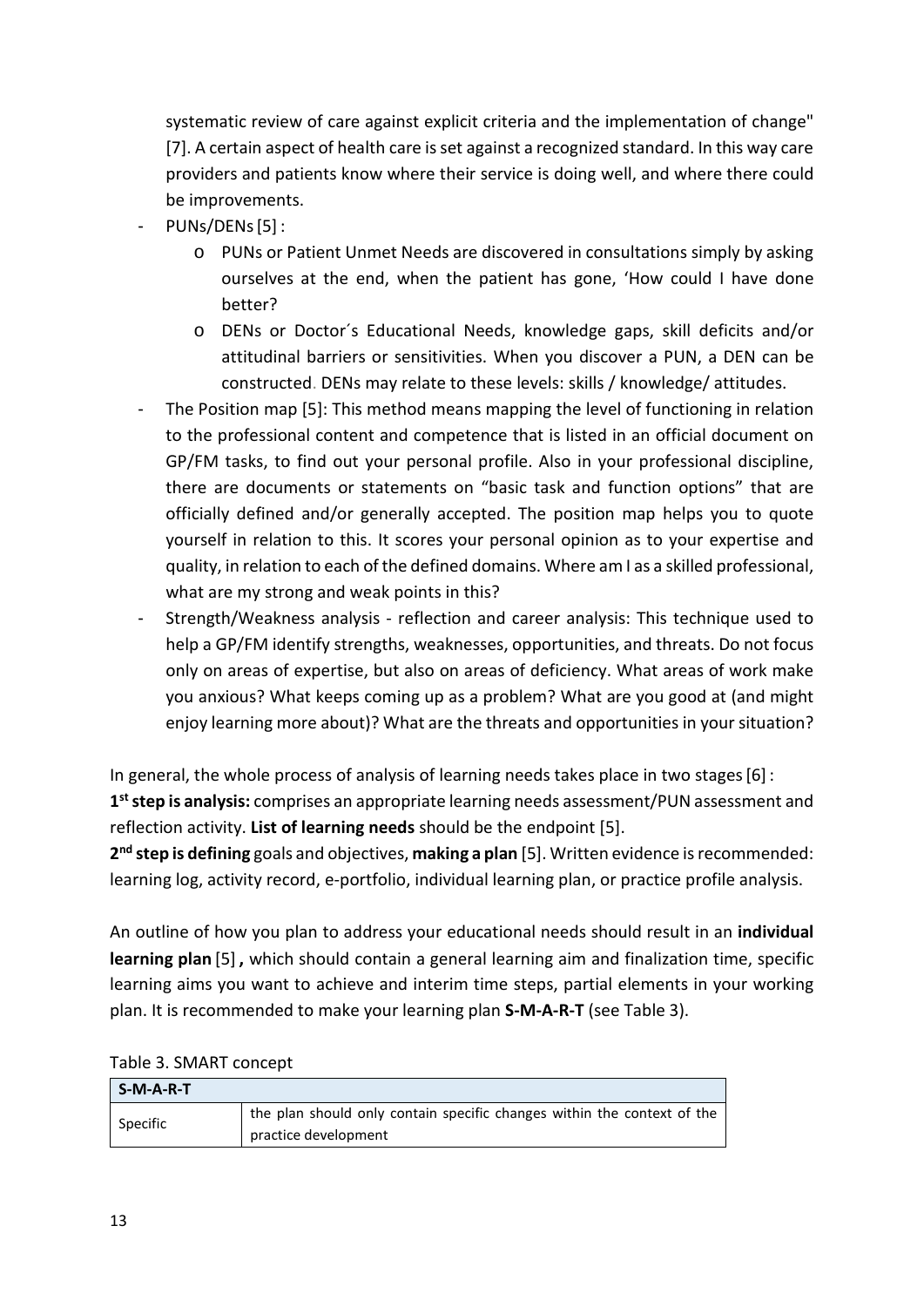systematic review of care against explicit criteria and the implementation of change" [7]. A certain aspect of health care is set against a recognized standard. In this way care providers and patients know where their service is doing well, and where there could be improvements.

- PUNs/DENs [5] :
  - PUNs or Patient Unmet Needs are discovered in consultations simply by asking ourselves at the end, when the patient has gone, 'How could I have done better?
  - DENs or Doctor´s Educational Needs, knowledge gaps, skill deficits and/or attitudinal barriers or sensitivities. When you discover a PUN, a DEN can be constructed. DENs may relate to these levels: skills / knowledge/ attitudes.
- The Position map [5]: This method means mapping the level of functioning in relation to the professional content and competence that is listed in an official document on GP/FM tasks, to find out your personal profile. Also in your professional discipline, there are documents or statements on "basic task and function options" that are officially defined and/or generally accepted. The position map helps you to quote yourself in relation to this. It scores your personal opinion as to your expertise and quality, in relation to each of the defined domains. Where am I as a skilled professional, what are my strong and weak points in this?
- Strength/Weakness analysis - reflection and career analysis: This technique used to help a GP/FM identify strengths, weaknesses, opportunities, and threats. Do not focus only on areas of expertise, but also on areas of deficiency. What areas of work make you anxious? What keeps coming up as a problem? What are you good at (and might enjoy learning more about)? What are the threats and opportunities in your situation?

In general, the whole process of analysis of learning needs takes place in two stages [6] :

**1st step is analysis:** comprises an appropriate learning needs assessment/PUN assessment and reflection activity. **List of learning needs** should be the endpoint [5].

**2nd step is defining** goals and objectives, **making a plan** [5]. Written evidence is recommended: learning log, activity record, e-portfolio, individual learning plan, or practice profile analysis.

An outline of how you plan to address your educational needs should result in an **individual learning plan** [5] **,** which should contain a general learning aim and finalization time, specific learning aims you want to achieve and interim time steps, partial elements in your working plan. It is recommended to make your learning plan **S-M-A-R-T** (see Table 3).

Table 3. SMART concept

| **S-M-A-R-T** | |
|---|---|
| Specific | the plan should only contain specific changes within the context of the practice development |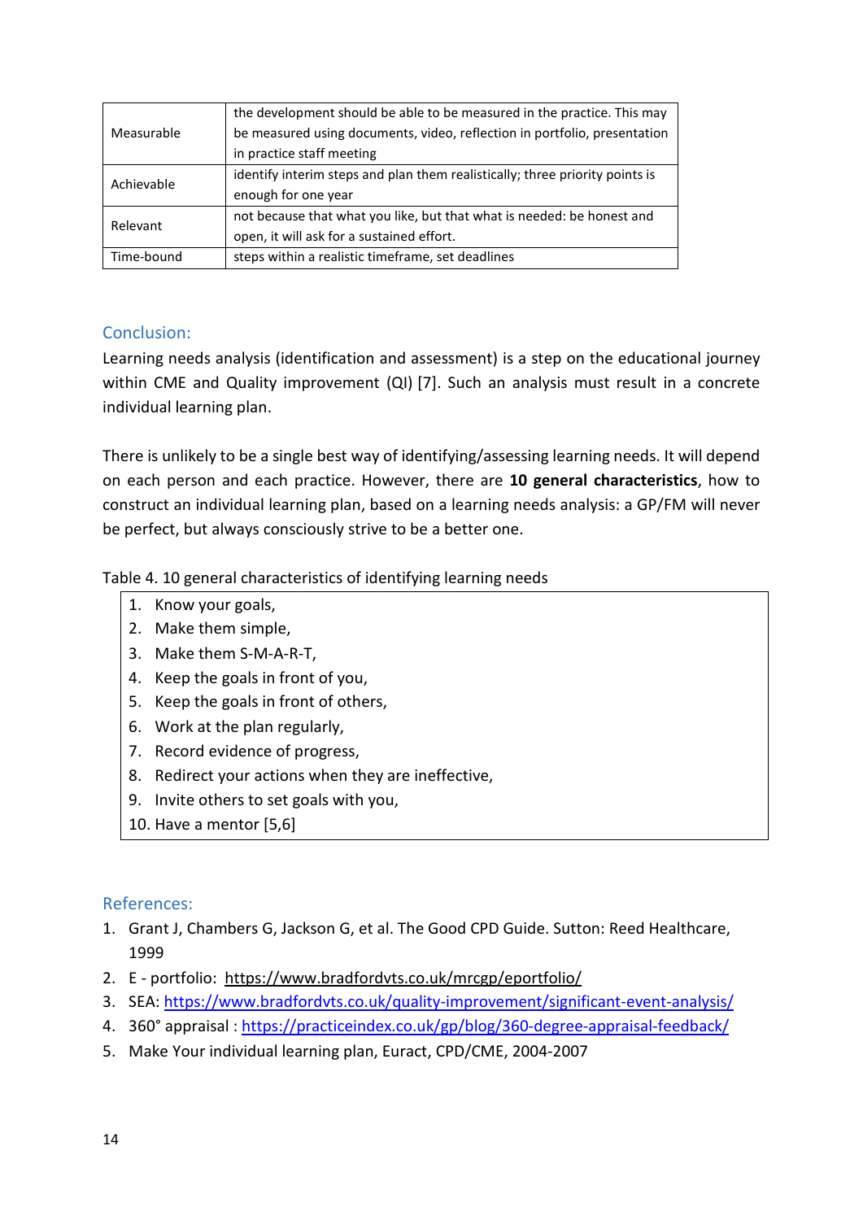| | |
|---|---|
| Measurable | the development should be able to be measured in the practice. This may be measured using documents, video, reflection in portfolio, presentation in practice staff meeting |
| Achievable | identify interim steps and plan them realistically; three priority points is enough for one year |
| Relevant | not because that what you like, but that what is needed: be honest and open, it will ask for a sustained effort. |
| Time-bound | steps within a realistic timeframe, set deadlines |

## Conclusion:

Learning needs analysis (identification and assessment) is a step on the educational journey within CME and Quality improvement (QI) [7]. Such an analysis must result in a concrete individual learning plan.

There is unlikely to be a single best way of identifying/assessing learning needs. It will depend on each person and each practice. However, there are **10 general characteristics**, how to construct an individual learning plan, based on a learning needs analysis: a GP/FM will never be perfect, but always consciously strive to be a better one.

Table 4. 10 general characteristics of identifying learning needs

1. Know your goals,
2. Make them simple,
3. Make them S-M-A-R-T,
4. Keep the goals in front of you,
5. Keep the goals in front of others,
6. Work at the plan regularly,
7. Record evidence of progress,
8. Redirect your actions when they are ineffective,
9. Invite others to set goals with you,
10. Have a mentor [5,6]

## References:

1. Grant J, Chambers G, Jackson G, et al. The Good CPD Guide. Sutton: Reed Healthcare, 1999
2. E - portfolio: https://www.bradfordvts.co.uk/mrcgp/eportfolio/
3. SEA: https://www.bradfordvts.co.uk/quality-improvement/significant-event-analysis/
4. 360° appraisal : https://practiceindex.co.uk/gp/blog/360-degree-appraisal-feedback/
5. Make Your individual learning plan, Euract, CPD/CME, 2004-2007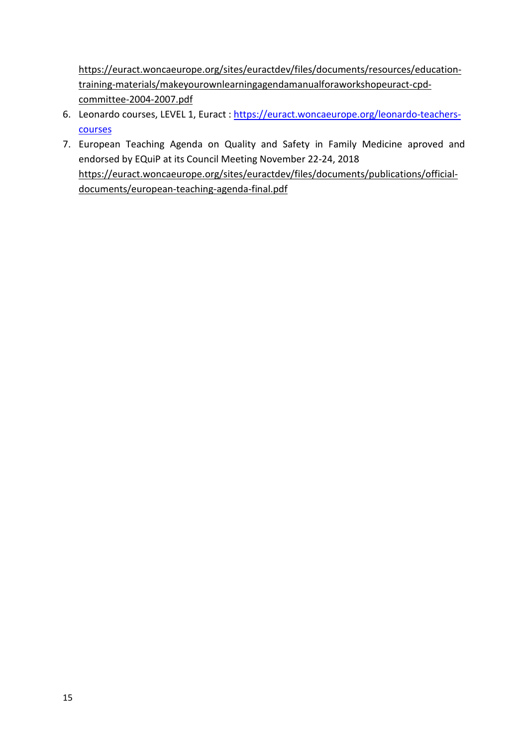https://euract.woncaeurope.org/sites/euractdev/files/documents/resources/education-training-materials/makeyourownlearningagendamanualforaworkshopeuract-cpd-committee-2004-2007.pdf

6. Leonardo courses, LEVEL 1, Euract : https://euract.woncaeurope.org/leonardo-teachers-courses
7. European Teaching Agenda on Quality and Safety in Family Medicine aproved and endorsed by EQuiP at its Council Meeting November 22-24, 2018 https://euract.woncaeurope.org/sites/euractdev/files/documents/publications/official-documents/european-teaching-agenda-final.pdf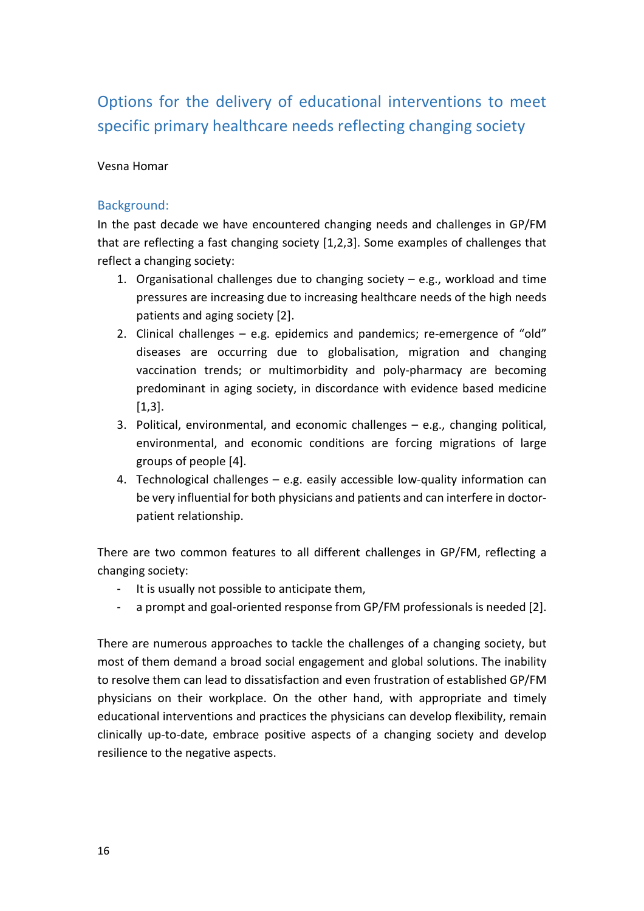# Options for the delivery of educational interventions to meet specific primary healthcare needs reflecting changing society

Vesna Homar

## Background:

In the past decade we have encountered changing needs and challenges in GP/FM that are reflecting a fast changing society [1,2,3]. Some examples of challenges that reflect a changing society:

1. Organisational challenges due to changing society – e.g., workload and time pressures are increasing due to increasing healthcare needs of the high needs patients and aging society [2].
2. Clinical challenges – e.g. epidemics and pandemics; re-emergence of "old" diseases are occurring due to globalisation, migration and changing vaccination trends; or multimorbidity and poly-pharmacy are becoming predominant in aging society, in discordance with evidence based medicine [1,3].
3. Political, environmental, and economic challenges – e.g., changing political, environmental, and economic conditions are forcing migrations of large groups of people [4].
4. Technological challenges – e.g. easily accessible low-quality information can be very influential for both physicians and patients and can interfere in doctor-patient relationship.

There are two common features to all different challenges in GP/FM, reflecting a changing society:

- It is usually not possible to anticipate them,
- a prompt and goal-oriented response from GP/FM professionals is needed [2].

There are numerous approaches to tackle the challenges of a changing society, but most of them demand a broad social engagement and global solutions. The inability to resolve them can lead to dissatisfaction and even frustration of established GP/FM physicians on their workplace. On the other hand, with appropriate and timely educational interventions and practices the physicians can develop flexibility, remain clinically up-to-date, embrace positive aspects of a changing society and develop resilience to the negative aspects.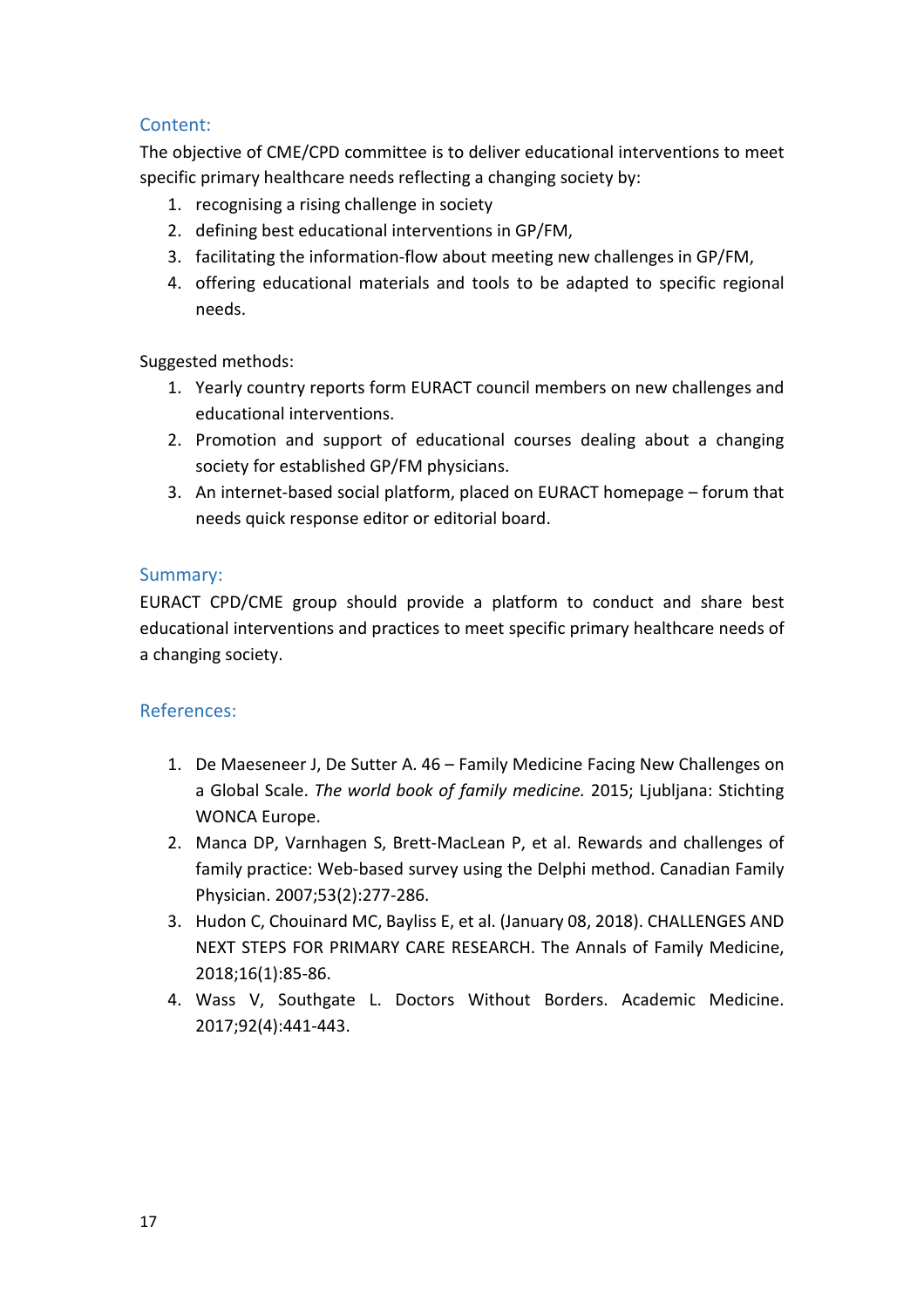## Content:

The objective of CME/CPD committee is to deliver educational interventions to meet specific primary healthcare needs reflecting a changing society by:

1. recognising a rising challenge in society
2. defining best educational interventions in GP/FM,
3. facilitating the information-flow about meeting new challenges in GP/FM,
4. offering educational materials and tools to be adapted to specific regional needs.

Suggested methods:

1. Yearly country reports form EURACT council members on new challenges and educational interventions.
2. Promotion and support of educational courses dealing about a changing society for established GP/FM physicians.
3. An internet-based social platform, placed on EURACT homepage – forum that needs quick response editor or editorial board.

## Summary:

EURACT CPD/CME group should provide a platform to conduct and share best educational interventions and practices to meet specific primary healthcare needs of a changing society.

## References:

1. De Maeseneer J, De Sutter A. 46 – Family Medicine Facing New Challenges on a Global Scale. *The world book of family medicine.* 2015; Ljubljana: Stichting WONCA Europe.
2. Manca DP, Varnhagen S, Brett-MacLean P, et al. Rewards and challenges of family practice: Web-based survey using the Delphi method. Canadian Family Physician. 2007;53(2):277-286.
3. Hudon C, Chouinard MC, Bayliss E, et al. (January 08, 2018). CHALLENGES AND NEXT STEPS FOR PRIMARY CARE RESEARCH. The Annals of Family Medicine, 2018;16(1):85-86.
4. Wass V, Southgate L. Doctors Without Borders. Academic Medicine. 2017;92(4):441-443.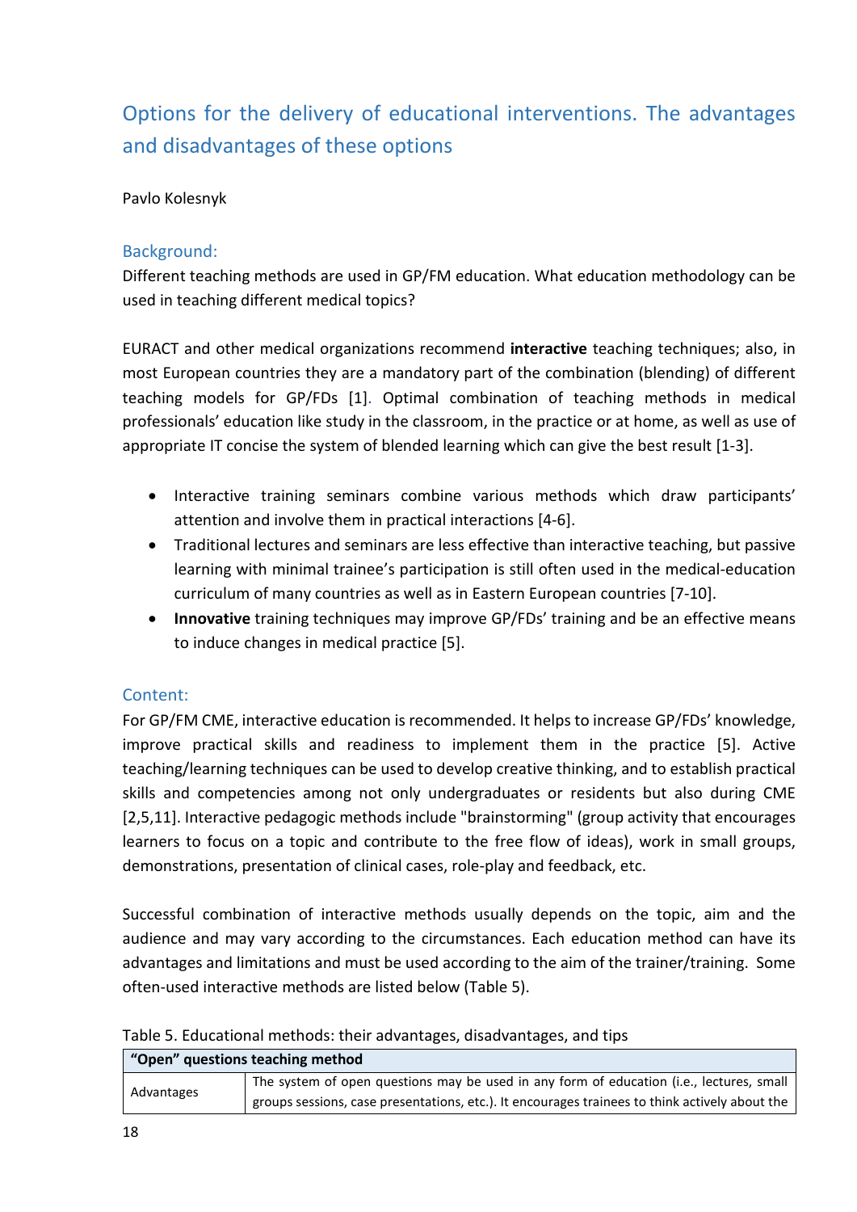## Options for the delivery of educational interventions. The advantages and disadvantages of these options

Pavlo Kolesnyk

### Background:

Different teaching methods are used in GP/FM education. What education methodology can be used in teaching different medical topics?

EURACT and other medical organizations recommend **interactive** teaching techniques; also, in most European countries they are a mandatory part of the combination (blending) of different teaching models for GP/FDs [1]. Optimal combination of teaching methods in medical professionals' education like study in the classroom, in the practice or at home, as well as use of appropriate IT concise the system of blended learning which can give the best result [1-3].

- Interactive training seminars combine various methods which draw participants' attention and involve them in practical interactions [4-6].
- Traditional lectures and seminars are less effective than interactive teaching, but passive learning with minimal trainee's participation is still often used in the medical-education curriculum of many countries as well as in Eastern European countries [7-10].
- **Innovative** training techniques may improve GP/FDs' training and be an effective means to induce changes in medical practice [5].

### Content:

For GP/FM CME, interactive education is recommended. It helps to increase GP/FDs' knowledge, improve practical skills and readiness to implement them in the practice [5]. Active teaching/learning techniques can be used to develop creative thinking, and to establish practical skills and competencies among not only undergraduates or residents but also during CME [2,5,11]. Interactive pedagogic methods include "brainstorming" (group activity that encourages learners to focus on a topic and contribute to the free flow of ideas), work in small groups, demonstrations, presentation of clinical cases, role-play and feedback, etc.

Successful combination of interactive methods usually depends on the topic, aim and the audience and may vary according to the circumstances. Each education method can have its advantages and limitations and must be used according to the aim of the trainer/training. Some often-used interactive methods are listed below (Table 5).

Table 5. Educational methods: their advantages, disadvantages, and tips

| **"Open" questions teaching method** | |
|---|---|
| Advantages | The system of open questions may be used in any form of education (i.e., lectures, small groups sessions, case presentations, etc.). It encourages trainees to think actively about the |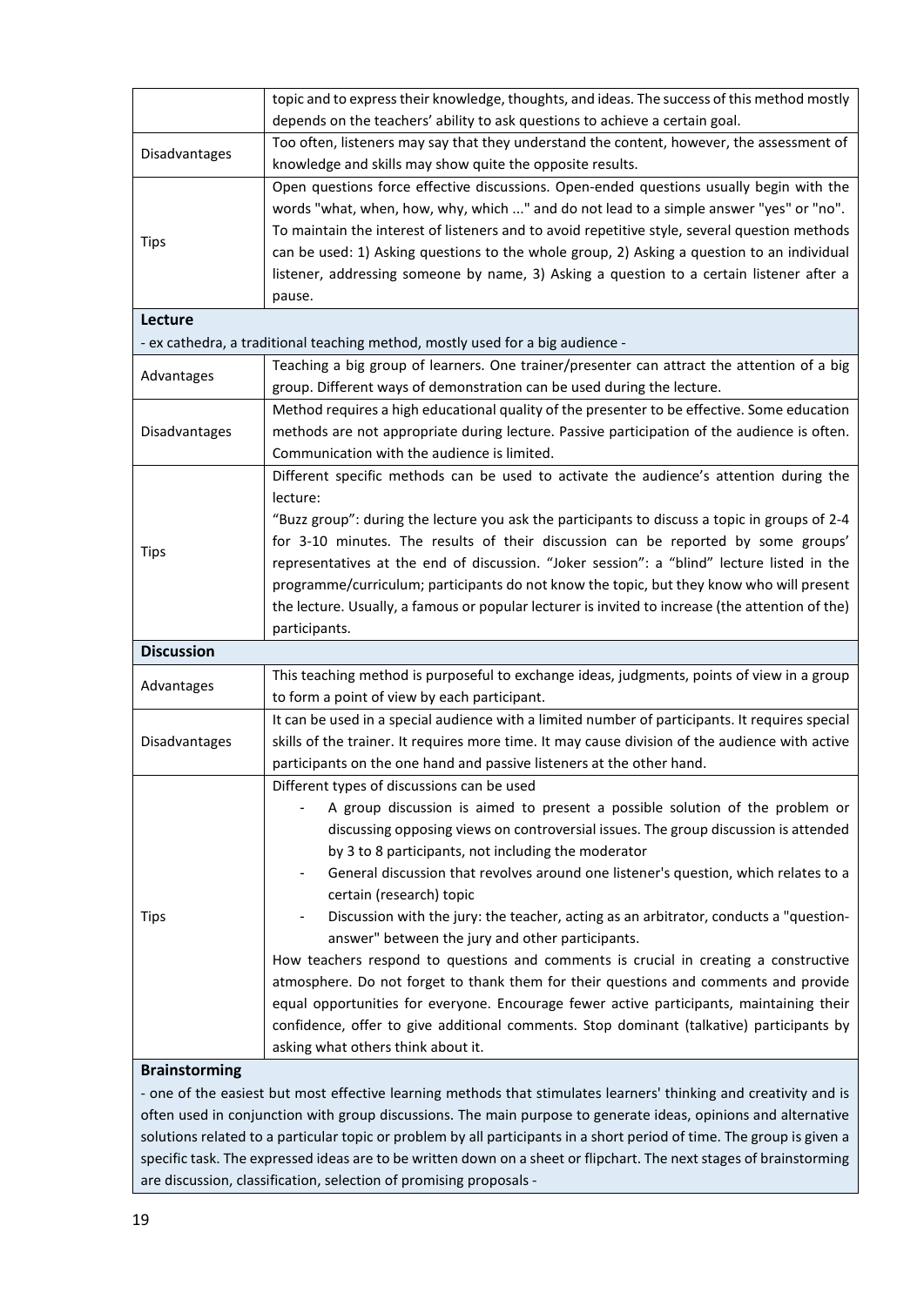| | |
|---|---|
| | topic and to express their knowledge, thoughts, and ideas. The success of this method mostly depends on the teachers' ability to ask questions to achieve a certain goal. |
| Disadvantages | Too often, listeners may say that they understand the content, however, the assessment of knowledge and skills may show quite the opposite results. |
| Tips | Open questions force effective discussions. Open-ended questions usually begin with the words "what, when, how, why, which ..." and do not lead to a simple answer "yes" or "no". To maintain the interest of listeners and to avoid repetitive style, several question methods can be used: 1) Asking questions to the whole group, 2) Asking a question to an individual listener, addressing someone by name, 3) Asking a question to a certain listener after a pause. |
| **Lecture** | |
| - ex cathedra, a traditional teaching method, mostly used for a big audience - | |
| Advantages | Teaching a big group of learners. One trainer/presenter can attract the attention of a big group. Different ways of demonstration can be used during the lecture. |
| Disadvantages | Method requires a high educational quality of the presenter to be effective. Some education methods are not appropriate during lecture. Passive participation of the audience is often. Communication with the audience is limited. |
| Tips | Different specific methods can be used to activate the audience's attention during the lecture: "Buzz group": during the lecture you ask the participants to discuss a topic in groups of 2-4 for 3-10 minutes. The results of their discussion can be reported by some groups' representatives at the end of discussion. "Joker session": a "blind" lecture listed in the programme/curriculum; participants do not know the topic, but they know who will present the lecture. Usually, a famous or popular lecturer is invited to increase (the attention of the) participants. |
| **Discussion** | |
| Advantages | This teaching method is purposeful to exchange ideas, judgments, points of view in a group to form a point of view by each participant. |
| Disadvantages | It can be used in a special audience with a limited number of participants. It requires special skills of the trainer. It requires more time. It may cause division of the audience with active participants on the one hand and passive listeners at the other hand. |
| Tips | Different types of discussions can be used<br>- A group discussion is aimed to present a possible solution of the problem or discussing opposing views on controversial issues. The group discussion is attended by 3 to 8 participants, not including the moderator<br>- General discussion that revolves around one listener's question, which relates to a certain (research) topic<br>- Discussion with the jury: the teacher, acting as an arbitrator, conducts a "question-answer" between the jury and other participants.<br>How teachers respond to questions and comments is crucial in creating a constructive atmosphere. Do not forget to thank them for their questions and comments and provide equal opportunities for everyone. Encourage fewer active participants, maintaining their confidence, offer to give additional comments. Stop dominant (talkative) participants by asking what others think about it. |
| **Brainstorming** | |
| - one of the easiest but most effective learning methods that stimulates learners' thinking and creativity and is often used in conjunction with group discussions. The main purpose to generate ideas, opinions and alternative solutions related to a particular topic or problem by all participants in a short period of time. The group is given a specific task. The expressed ideas are to be written down on a sheet or flipchart. The next stages of brainstorming are discussion, classification, selection of promising proposals - | |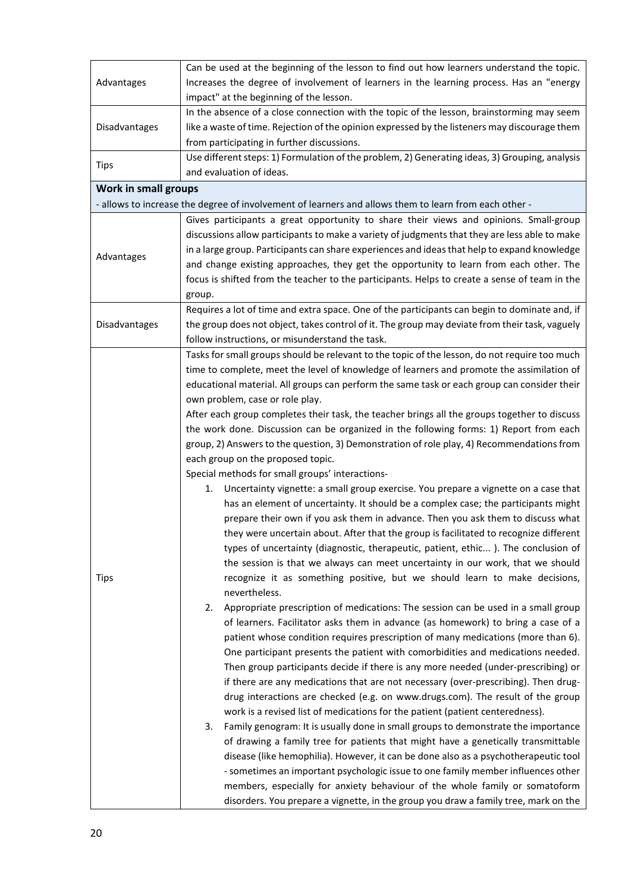| | |
|---|---|
| Advantages | Can be used at the beginning of the lesson to find out how learners understand the topic. Increases the degree of involvement of learners in the learning process. Has an "energy impact" at the beginning of the lesson. |
| Disadvantages | In the absence of a close connection with the topic of the lesson, brainstorming may seem like a waste of time. Rejection of the opinion expressed by the listeners may discourage them from participating in further discussions. |
| Tips | Use different steps: 1) Formulation of the problem, 2) Generating ideas, 3) Grouping, analysis and evaluation of ideas. |
| **Work in small groups** - allows to increase the degree of involvement of learners and allows them to learn from each other - | |
| Advantages | Gives participants a great opportunity to share their views and opinions. Small-group discussions allow participants to make a variety of judgments that they are less able to make in a large group. Participants can share experiences and ideas that help to expand knowledge and change existing approaches, they get the opportunity to learn from each other. The focus is shifted from the teacher to the participants. Helps to create a sense of team in the group. |
| Disadvantages | Requires a lot of time and extra space. One of the participants can begin to dominate and, if the group does not object, takes control of it. The group may deviate from their task, vaguely follow instructions, or misunderstand the task. |
| Tips | Tasks for small groups should be relevant to the topic of the lesson, do not require too much time to complete, meet the level of knowledge of learners and promote the assimilation of educational material. All groups can perform the same task or each group can consider their own problem, case or role play.<br>After each group completes their task, the teacher brings all the groups together to discuss the work done. Discussion can be organized in the following forms: 1) Report from each group, 2) Answers to the question, 3) Demonstration of role play, 4) Recommendations from each group on the proposed topic.<br>Special methods for small groups' interactions-<br>1. Uncertainty vignette: a small group exercise. You prepare a vignette on a case that has an element of uncertainty. It should be a complex case; the participants might prepare their own if you ask them in advance. Then you ask them to discuss what they were uncertain about. After that the group is facilitated to recognize different types of uncertainty (diagnostic, therapeutic, patient, ethic... ). The conclusion of the session is that we always can meet uncertainty in our work, that we should recognize it as something positive, but we should learn to make decisions, nevertheless.<br>2. Appropriate prescription of medications: The session can be used in a small group of learners. Facilitator asks them in advance (as homework) to bring a case of a patient whose condition requires prescription of many medications (more than 6). One participant presents the patient with comorbidities and medications needed. Then group participants decide if there is any more needed (under-prescribing) or if there are any medications that are not necessary (over-prescribing). Then drug-drug interactions are checked (e.g. on www.drugs.com). The result of the group work is a revised list of medications for the patient (patient centeredness).<br>3. Family genogram: It is usually done in small groups to demonstrate the importance of drawing a family tree for patients that might have a genetically transmittable disease (like hemophilia). However, it can be done also as a psychotherapeutic tool - sometimes an important psychologic issue to one family member influences other members, especially for anxiety behaviour of the whole family or somatoform disorders. You prepare a vignette, in the group you draw a family tree, mark on the |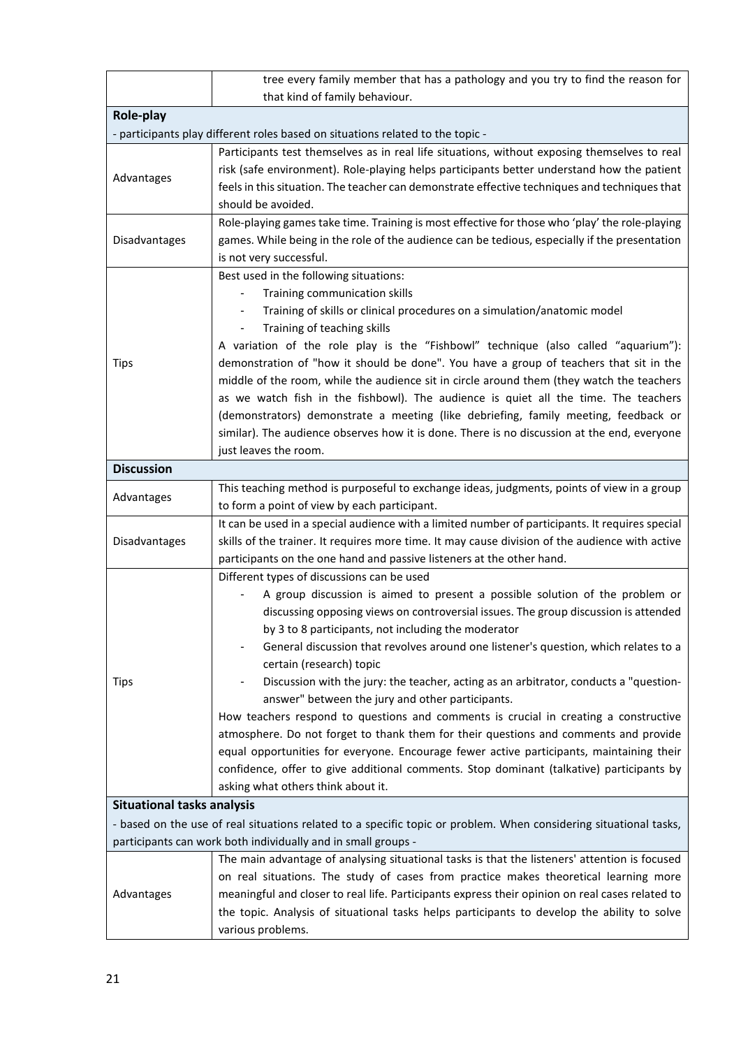| | |
|---|---|
| | tree every family member that has a pathology and you try to find the reason for that kind of family behaviour. |
| **Role-play** | |
| - participants play different roles based on situations related to the topic - | |
| Advantages | Participants test themselves as in real life situations, without exposing themselves to real risk (safe environment). Role-playing helps participants better understand how the patient feels in this situation. The teacher can demonstrate effective techniques and techniques that should be avoided. |
| Disadvantages | Role-playing games take time. Training is most effective for those who 'play' the role-playing games. While being in the role of the audience can be tedious, especially if the presentation is not very successful. |
| Tips | Best used in the following situations:<br>- Training communication skills<br>- Training of skills or clinical procedures on a simulation/anatomic model<br>- Training of teaching skills<br>A variation of the role play is the "Fishbowl" technique (also called "aquarium"): demonstration of "how it should be done". You have a group of teachers that sit in the middle of the room, while the audience sit in circle around them (they watch the teachers as we watch fish in the fishbowl). The audience is quiet all the time. The teachers (demonstrators) demonstrate a meeting (like debriefing, family meeting, feedback or similar). The audience observes how it is done. There is no discussion at the end, everyone just leaves the room. |
| **Discussion** | |
| Advantages | This teaching method is purposeful to exchange ideas, judgments, points of view in a group to form a point of view by each participant. |
| Disadvantages | It can be used in a special audience with a limited number of participants. It requires special skills of the trainer. It requires more time. It may cause division of the audience with active participants on the one hand and passive listeners at the other hand. |
| Tips | Different types of discussions can be used<br>- A group discussion is aimed to present a possible solution of the problem or discussing opposing views on controversial issues. The group discussion is attended by 3 to 8 participants, not including the moderator<br>- General discussion that revolves around one listener's question, which relates to a certain (research) topic<br>- Discussion with the jury: the teacher, acting as an arbitrator, conducts a "question-answer" between the jury and other participants.<br>How teachers respond to questions and comments is crucial in creating a constructive atmosphere. Do not forget to thank them for their questions and comments and provide equal opportunities for everyone. Encourage fewer active participants, maintaining their confidence, offer to give additional comments. Stop dominant (talkative) participants by asking what others think about it. |
| **Situational tasks analysis** | |
| - based on the use of real situations related to a specific topic or problem. When considering situational tasks, participants can work both individually and in small groups - | |
| Advantages | The main advantage of analysing situational tasks is that the listeners' attention is focused on real situations. The study of cases from practice makes theoretical learning more meaningful and closer to real life. Participants express their opinion on real cases related to the topic. Analysis of situational tasks helps participants to develop the ability to solve various problems. |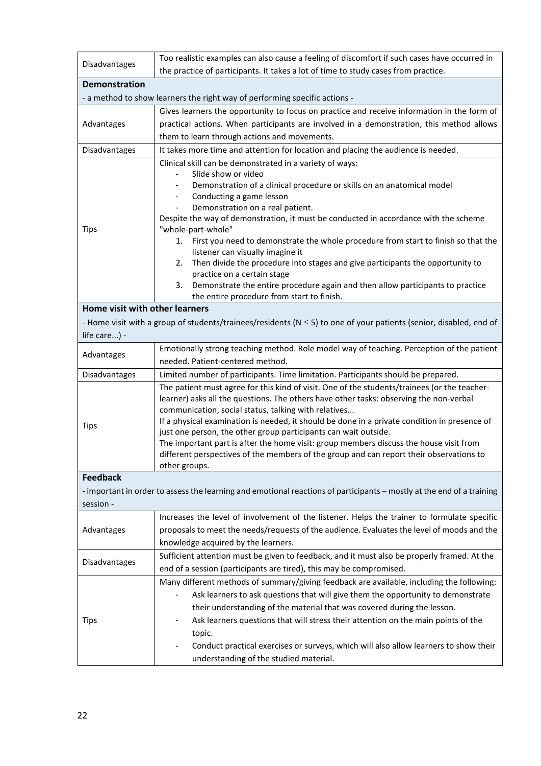| | |
|---|---|
| Disadvantages | Too realistic examples can also cause a feeling of discomfort if such cases have occurred in the practice of participants. It takes a lot of time to study cases from practice. |
| **Demonstration** | |
| - a method to show learners the right way of performing specific actions - | |
| Advantages | Gives learners the opportunity to focus on practice and receive information in the form of practical actions. When participants are involved in a demonstration, this method allows them to learn through actions and movements. |
| Disadvantages | It takes more time and attention for location and placing the audience is needed. |
| Tips | Clinical skill can be demonstrated in a variety of ways:<br>- Slide show or video<br>- Demonstration of a clinical procedure or skills on an anatomical model<br>- Conducting a game lesson<br>- Demonstration on a real patient.<br>Despite the way of demonstration, it must be conducted in accordance with the scheme "whole-part-whole"<br>1. First you need to demonstrate the whole procedure from start to finish so that the listener can visually imagine it<br>2. Then divide the procedure into stages and give participants the opportunity to practice on a certain stage<br>3. Demonstrate the entire procedure again and then allow participants to practice the entire procedure from start to finish. |
| **Home visit with other learners** | |
| - Home visit with a group of students/trainees/residents ($N \leq 5$) to one of your patients (senior, disabled, end of life care...) - | |
| Advantages | Emotionally strong teaching method. Role model way of teaching. Perception of the patient needed. Patient-centered method. |
| Disadvantages | Limited number of participants. Time limitation. Participants should be prepared. |
| Tips | The patient must agree for this kind of visit. One of the students/trainees (or the teacher-learner) asks all the questions. The others have other tasks: observing the non-verbal communication, social status, talking with relatives...<br>If a physical examination is needed, it should be done in a private condition in presence of just one person, the other group participants can wait outside.<br>The important part is after the home visit: group members discuss the house visit from different perspectives of the members of the group and can report their observations to other groups. |
| **Feedback** | |
| - important in order to assess the learning and emotional reactions of participants – mostly at the end of a training session - | |
| Advantages | Increases the level of involvement of the listener. Helps the trainer to formulate specific proposals to meet the needs/requests of the audience. Evaluates the level of moods and the knowledge acquired by the learners. |
| Disadvantages | Sufficient attention must be given to feedback, and it must also be properly framed. At the end of a session (participants are tired), this may be compromised. |
| Tips | Many different methods of summary/giving feedback are available, including the following:<br>- Ask learners to ask questions that will give them the opportunity to demonstrate their understanding of the material that was covered during the lesson.<br>- Ask learners questions that will stress their attention on the main points of the topic.<br>- Conduct practical exercises or surveys, which will also allow learners to show their understanding of the studied material. |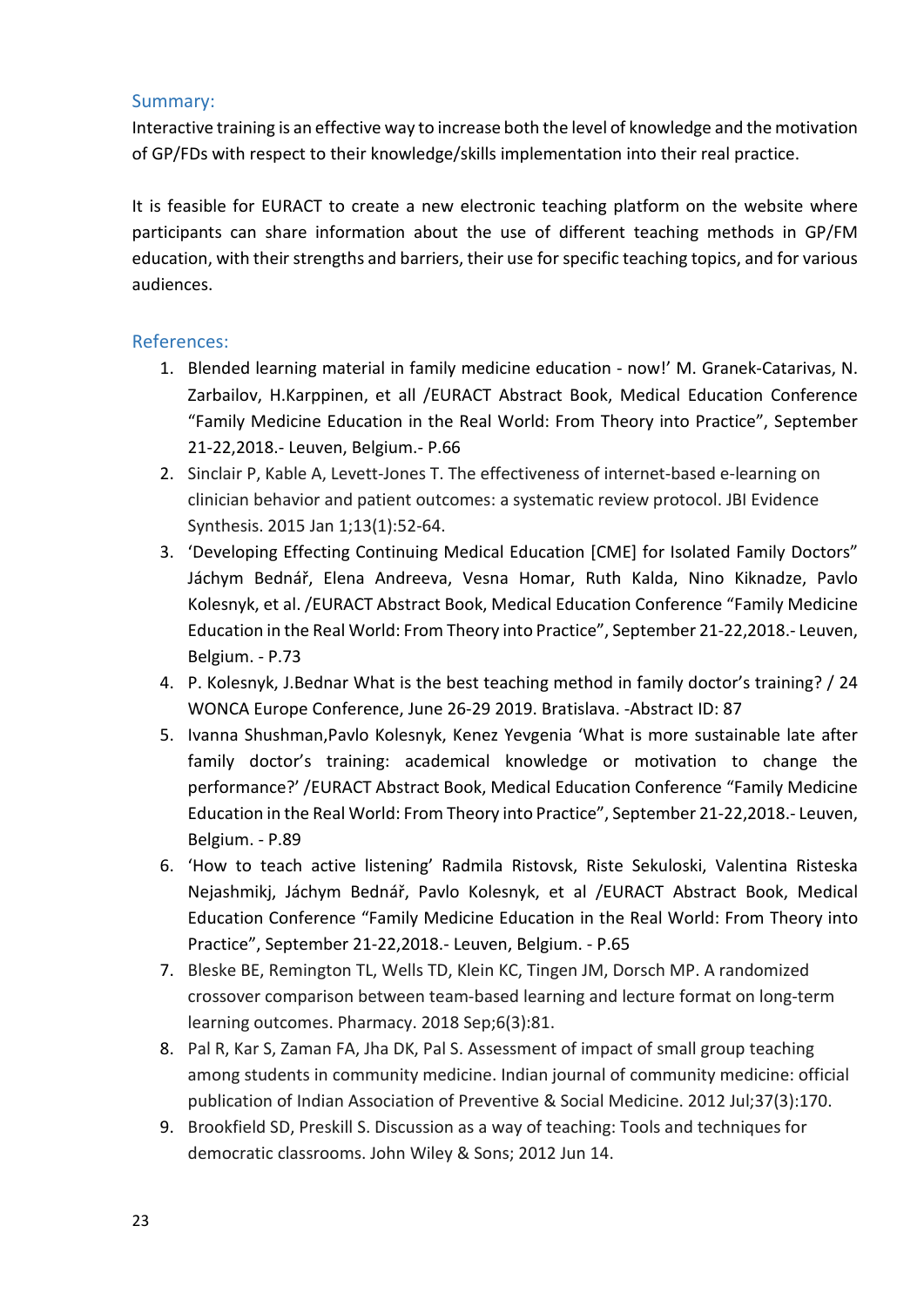## Summary:

Interactive training is an effective way to increase both the level of knowledge and the motivation of GP/FDs with respect to their knowledge/skills implementation into their real practice.

It is feasible for EURACT to create a new electronic teaching platform on the website where participants can share information about the use of different teaching methods in GP/FM education, with their strengths and barriers, their use for specific teaching topics, and for various audiences.

## References:

1. Blended learning material in family medicine education - now!' M. Granek-Catarivas, N. Zarbailov, H.Karppinen, et all /EURACT Abstract Book, Medical Education Conference "Family Medicine Education in the Real World: From Theory into Practice", September 21-22,2018.- Leuven, Belgium.- P.66
2. Sinclair P, Kable A, Levett-Jones T. The effectiveness of internet-based e-learning on clinician behavior and patient outcomes: a systematic review protocol. JBI Evidence Synthesis. 2015 Jan 1;13(1):52-64.
3. 'Developing Effecting Continuing Medical Education [CME] for Isolated Family Doctors" Jáchym Bednář, Elena Andreeva, Vesna Homar, Ruth Kalda, Nino Kiknadze, Pavlo Kolesnyk, et al. /EURACT Abstract Book, Medical Education Conference "Family Medicine Education in the Real World: From Theory into Practice", September 21-22,2018.- Leuven, Belgium. - P.73
4. P. Kolesnyk, J.Bednar What is the best teaching method in family doctor's training? / 24 WONCA Europe Conference, June 26-29 2019. Bratislava. -Abstract ID: 87
5. Ivanna Shushman,Pavlo Kolesnyk, Kenez Yevgenia 'What is more sustainable late after family doctor's training: academical knowledge or motivation to change the performance?' /EURACT Abstract Book, Medical Education Conference "Family Medicine Education in the Real World: From Theory into Practice", September 21-22,2018.- Leuven, Belgium. - P.89
6. 'How to teach active listening' Radmila Ristovsk, Riste Sekuloski, Valentina Risteska Nejashmikj, Jáchym Bednář, Pavlo Kolesnyk, et al /EURACT Abstract Book, Medical Education Conference "Family Medicine Education in the Real World: From Theory into Practice", September 21-22,2018.- Leuven, Belgium. - P.65
7. Bleske BE, Remington TL, Wells TD, Klein KC, Tingen JM, Dorsch MP. A randomized crossover comparison between team-based learning and lecture format on long-term learning outcomes. Pharmacy. 2018 Sep;6(3):81.
8. Pal R, Kar S, Zaman FA, Jha DK, Pal S. Assessment of impact of small group teaching among students in community medicine. Indian journal of community medicine: official publication of Indian Association of Preventive & Social Medicine. 2012 Jul;37(3):170.
9. Brookfield SD, Preskill S. Discussion as a way of teaching: Tools and techniques for democratic classrooms. John Wiley & Sons; 2012 Jun 14.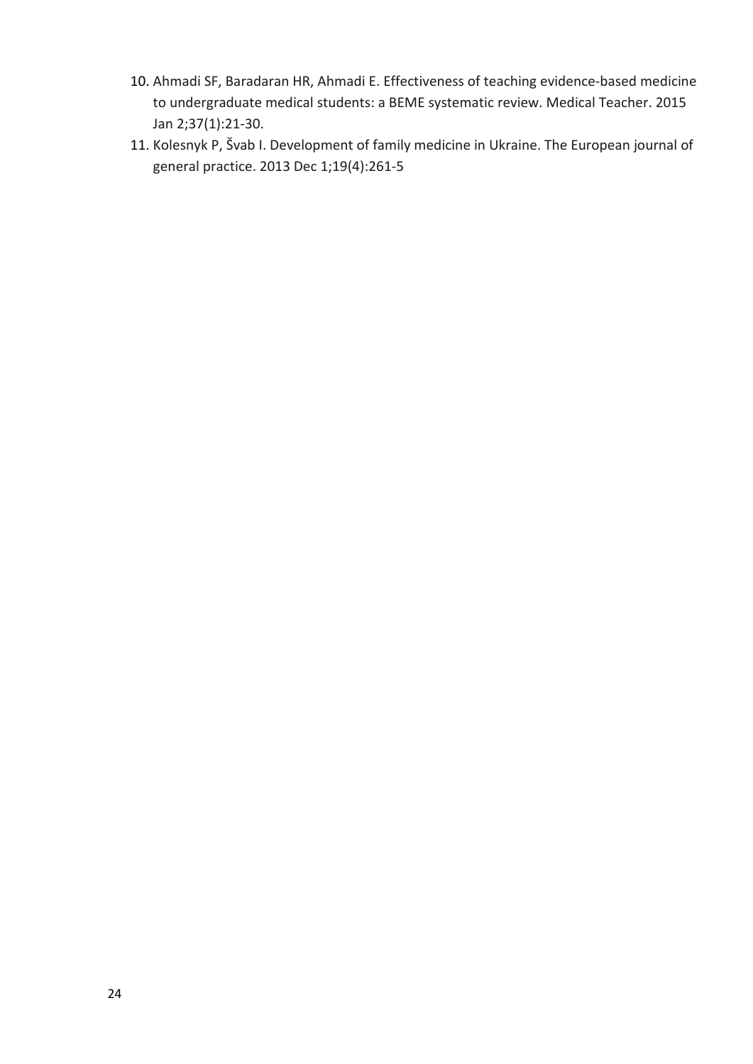10. Ahmadi SF, Baradaran HR, Ahmadi E. Effectiveness of teaching evidence-based medicine to undergraduate medical students: a BEME systematic review. Medical Teacher. 2015 Jan 2;37(1):21-30.
11. Kolesnyk P, Švab I. Development of family medicine in Ukraine. The European journal of general practice. 2013 Dec 1;19(4):261-5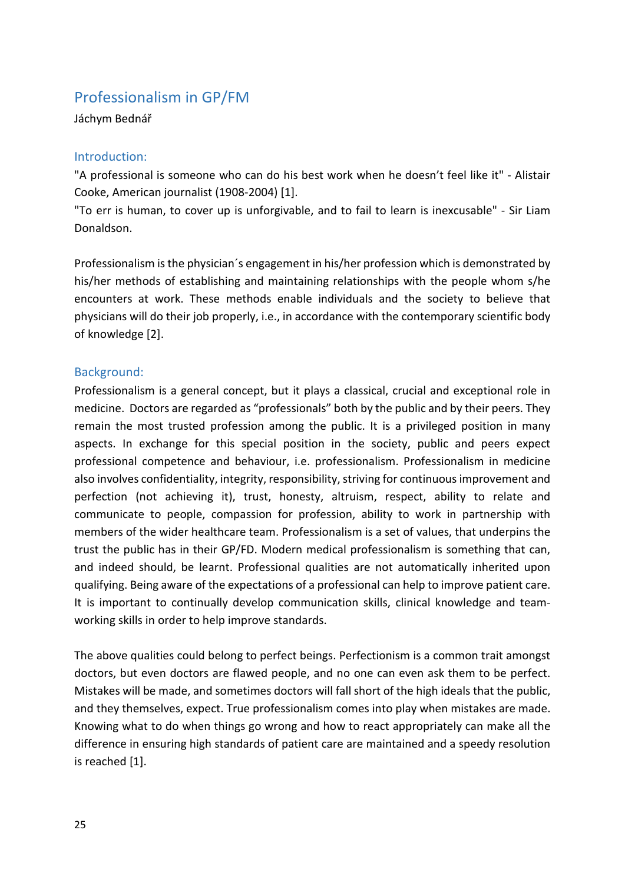## Professionalism in GP/FM

Jáchym Bednář

### Introduction:

"A professional is someone who can do his best work when he doesn't feel like it" - Alistair Cooke, American journalist (1908-2004) [1].

"To err is human, to cover up is unforgivable, and to fail to learn is inexcusable" - Sir Liam Donaldson.

Professionalism is the physician´s engagement in his/her profession which is demonstrated by his/her methods of establishing and maintaining relationships with the people whom s/he encounters at work. These methods enable individuals and the society to believe that physicians will do their job properly, i.e., in accordance with the contemporary scientific body of knowledge [2].

### Background:

Professionalism is a general concept, but it plays a classical, crucial and exceptional role in medicine. Doctors are regarded as "professionals" both by the public and by their peers. They remain the most trusted profession among the public. It is a privileged position in many aspects. In exchange for this special position in the society, public and peers expect professional competence and behaviour, i.e. professionalism. Professionalism in medicine also involves confidentiality, integrity, responsibility, striving for continuous improvement and perfection (not achieving it), trust, honesty, altruism, respect, ability to relate and communicate to people, compassion for profession, ability to work in partnership with members of the wider healthcare team. Professionalism is a set of values, that underpins the trust the public has in their GP/FD. Modern medical professionalism is something that can, and indeed should, be learnt. Professional qualities are not automatically inherited upon qualifying. Being aware of the expectations of a professional can help to improve patient care. It is important to continually develop communication skills, clinical knowledge and team-working skills in order to help improve standards.

The above qualities could belong to perfect beings. Perfectionism is a common trait amongst doctors, but even doctors are flawed people, and no one can even ask them to be perfect. Mistakes will be made, and sometimes doctors will fall short of the high ideals that the public, and they themselves, expect. True professionalism comes into play when mistakes are made. Knowing what to do when things go wrong and how to react appropriately can make all the difference in ensuring high standards of patient care are maintained and a speedy resolution is reached [1].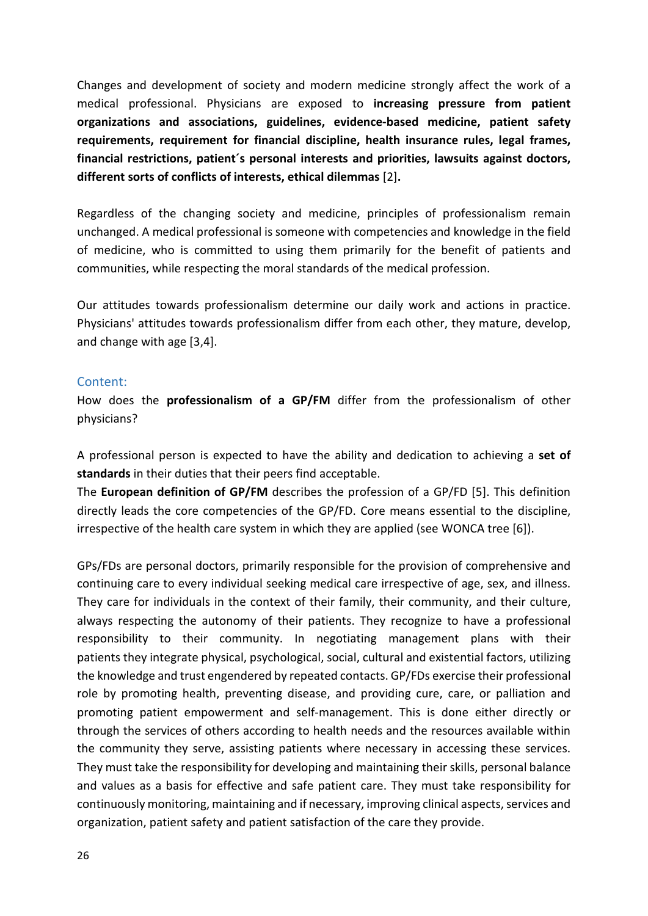Changes and development of society and modern medicine strongly affect the work of a medical professional. Physicians are exposed to **increasing pressure from patient organizations and associations, guidelines, evidence-based medicine, patient safety requirements, requirement for financial discipline, health insurance rules, legal frames, financial restrictions, patient´s personal interests and priorities, lawsuits against doctors, different sorts of conflicts of interests, ethical dilemmas** [2]**.**

Regardless of the changing society and medicine, principles of professionalism remain unchanged. A medical professional is someone with competencies and knowledge in the field of medicine, who is committed to using them primarily for the benefit of patients and communities, while respecting the moral standards of the medical profession.

Our attitudes towards professionalism determine our daily work and actions in practice. Physicians' attitudes towards professionalism differ from each other, they mature, develop, and change with age [3,4].

## Content:

How does the **professionalism of a GP/FM** differ from the professionalism of other physicians?

A professional person is expected to have the ability and dedication to achieving a **set of standards** in their duties that their peers find acceptable.
The **European definition of GP/FM** describes the profession of a GP/FD [5]. This definition directly leads the core competencies of the GP/FD. Core means essential to the discipline, irrespective of the health care system in which they are applied (see WONCA tree [6]).

GPs/FDs are personal doctors, primarily responsible for the provision of comprehensive and continuing care to every individual seeking medical care irrespective of age, sex, and illness. They care for individuals in the context of their family, their community, and their culture, always respecting the autonomy of their patients. They recognize to have a professional responsibility to their community. In negotiating management plans with their patients they integrate physical, psychological, social, cultural and existential factors, utilizing the knowledge and trust engendered by repeated contacts. GP/FDs exercise their professional role by promoting health, preventing disease, and providing cure, care, or palliation and promoting patient empowerment and self-management. This is done either directly or through the services of others according to health needs and the resources available within the community they serve, assisting patients where necessary in accessing these services. They must take the responsibility for developing and maintaining their skills, personal balance and values as a basis for effective and safe patient care. They must take responsibility for continuously monitoring, maintaining and if necessary, improving clinical aspects, services and organization, patient safety and patient satisfaction of the care they provide.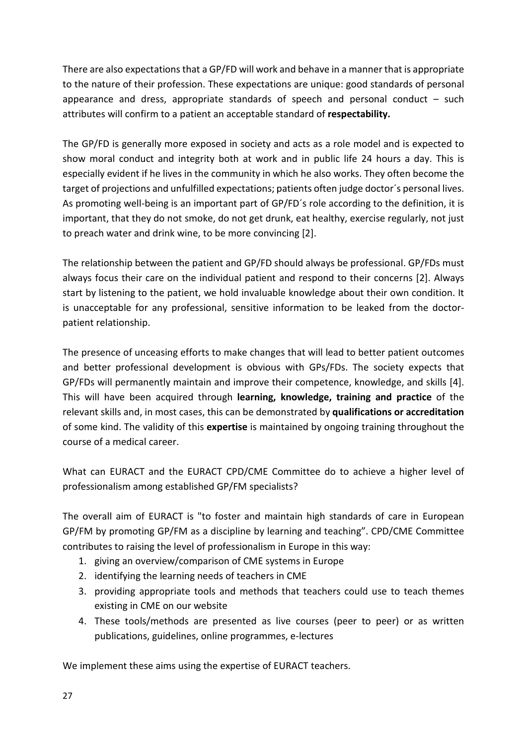There are also expectations that a GP/FD will work and behave in a manner that is appropriate to the nature of their profession. These expectations are unique: good standards of personal appearance and dress, appropriate standards of speech and personal conduct – such attributes will confirm to a patient an acceptable standard of **respectability.**

The GP/FD is generally more exposed in society and acts as a role model and is expected to show moral conduct and integrity both at work and in public life 24 hours a day. This is especially evident if he lives in the community in which he also works. They often become the target of projections and unfulfilled expectations; patients often judge doctor´s personal lives. As promoting well-being is an important part of GP/FD´s role according to the definition, it is important, that they do not smoke, do not get drunk, eat healthy, exercise regularly, not just to preach water and drink wine, to be more convincing [2].

The relationship between the patient and GP/FD should always be professional. GP/FDs must always focus their care on the individual patient and respond to their concerns [2]. Always start by listening to the patient, we hold invaluable knowledge about their own condition. It is unacceptable for any professional, sensitive information to be leaked from the doctor-patient relationship.

The presence of unceasing efforts to make changes that will lead to better patient outcomes and better professional development is obvious with GPs/FDs. The society expects that GP/FDs will permanently maintain and improve their competence, knowledge, and skills [4]. This will have been acquired through **learning, knowledge, training and practice** of the relevant skills and, in most cases, this can be demonstrated by **qualifications or accreditation** of some kind. The validity of this **expertise** is maintained by ongoing training throughout the course of a medical career.

What can EURACT and the EURACT CPD/CME Committee do to achieve a higher level of professionalism among established GP/FM specialists?

The overall aim of EURACT is "to foster and maintain high standards of care in European GP/FM by promoting GP/FM as a discipline by learning and teaching". CPD/CME Committee contributes to raising the level of professionalism in Europe in this way:

1. giving an overview/comparison of CME systems in Europe
2. identifying the learning needs of teachers in CME
3. providing appropriate tools and methods that teachers could use to teach themes existing in CME on our website
4. These tools/methods are presented as live courses (peer to peer) or as written publications, guidelines, online programmes, e-lectures

We implement these aims using the expertise of EURACT teachers.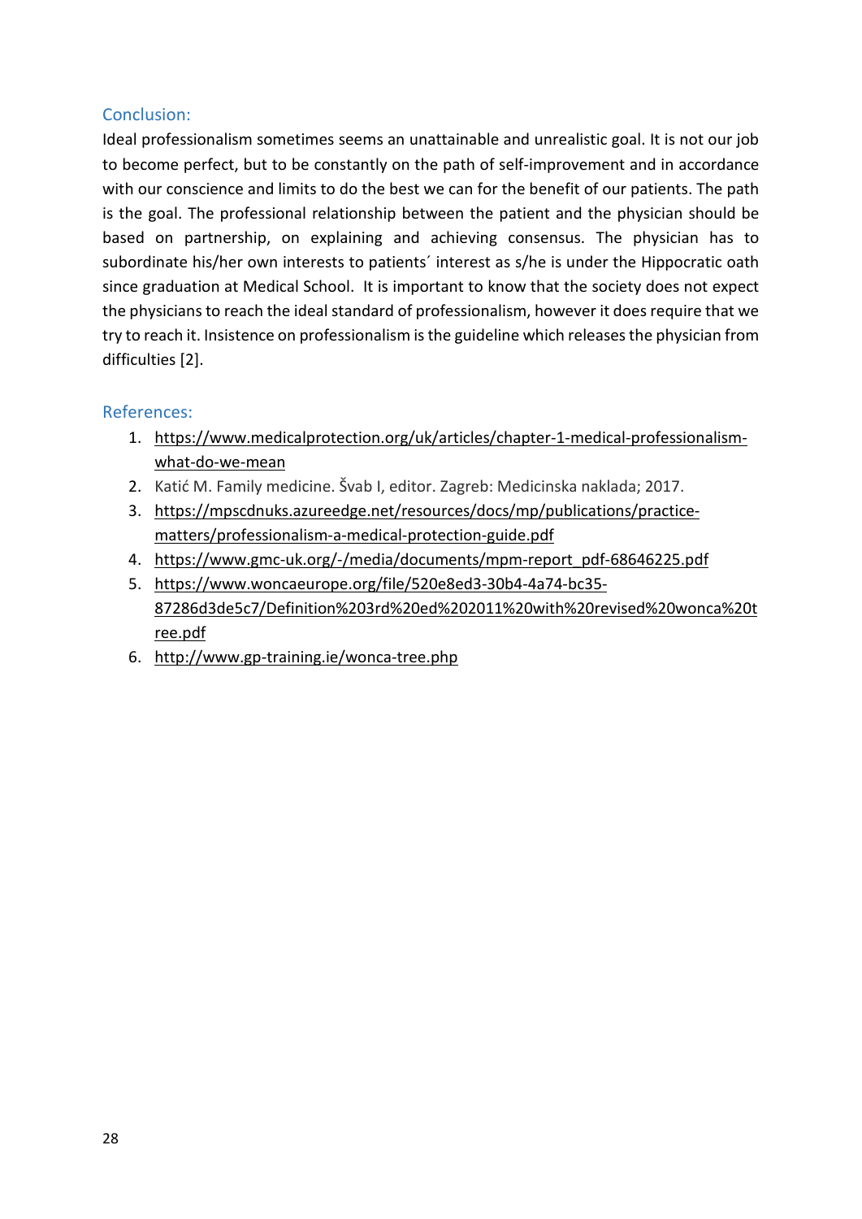## Conclusion:

Ideal professionalism sometimes seems an unattainable and unrealistic goal. It is not our job to become perfect, but to be constantly on the path of self-improvement and in accordance with our conscience and limits to do the best we can for the benefit of our patients. The path is the goal. The professional relationship between the patient and the physician should be based on partnership, on explaining and achieving consensus. The physician has to subordinate his/her own interests to patients´ interest as s/he is under the Hippocratic oath since graduation at Medical School. It is important to know that the society does not expect the physicians to reach the ideal standard of professionalism, however it does require that we try to reach it. Insistence on professionalism is the guideline which releases the physician from difficulties [2].

## References:

1. https://www.medicalprotection.org/uk/articles/chapter-1-medical-professionalism-what-do-we-mean
2. Katić M. Family medicine. Švab I, editor. Zagreb: Medicinska naklada; 2017.
3. https://mpscdnuks.azureedge.net/resources/docs/mp/publications/practice-matters/professionalism-a-medical-protection-guide.pdf
4. https://www.gmc-uk.org/-/media/documents/mpm-report_pdf-68646225.pdf
5. https://www.woncaeurope.org/file/520e8ed3-30b4-4a74-bc35-87286d3de5c7/Definition%203rd%20ed%202011%20with%20revised%20wonca%20tree.pdf
6. http://www.gp-training.ie/wonca-tree.php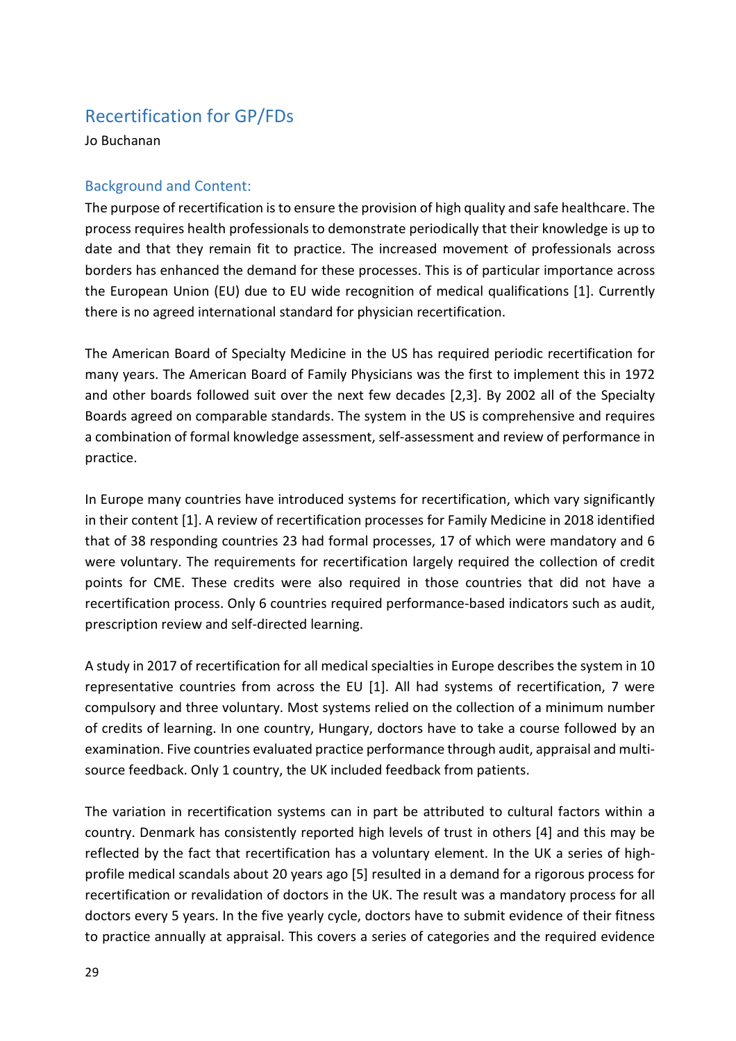## Recertification for GP/FDs

Jo Buchanan

### Background and Content:

The purpose of recertification is to ensure the provision of high quality and safe healthcare. The process requires health professionals to demonstrate periodically that their knowledge is up to date and that they remain fit to practice. The increased movement of professionals across borders has enhanced the demand for these processes. This is of particular importance across the European Union (EU) due to EU wide recognition of medical qualifications [1]. Currently there is no agreed international standard for physician recertification.

The American Board of Specialty Medicine in the US has required periodic recertification for many years. The American Board of Family Physicians was the first to implement this in 1972 and other boards followed suit over the next few decades [2,3]. By 2002 all of the Specialty Boards agreed on comparable standards. The system in the US is comprehensive and requires a combination of formal knowledge assessment, self-assessment and review of performance in practice.

In Europe many countries have introduced systems for recertification, which vary significantly in their content [1]. A review of recertification processes for Family Medicine in 2018 identified that of 38 responding countries 23 had formal processes, 17 of which were mandatory and 6 were voluntary. The requirements for recertification largely required the collection of credit points for CME. These credits were also required in those countries that did not have a recertification process. Only 6 countries required performance-based indicators such as audit, prescription review and self-directed learning.

A study in 2017 of recertification for all medical specialties in Europe describes the system in 10 representative countries from across the EU [1]. All had systems of recertification, 7 were compulsory and three voluntary. Most systems relied on the collection of a minimum number of credits of learning. In one country, Hungary, doctors have to take a course followed by an examination. Five countries evaluated practice performance through audit, appraisal and multi-source feedback. Only 1 country, the UK included feedback from patients.

The variation in recertification systems can in part be attributed to cultural factors within a country. Denmark has consistently reported high levels of trust in others [4] and this may be reflected by the fact that recertification has a voluntary element. In the UK a series of high-profile medical scandals about 20 years ago [5] resulted in a demand for a rigorous process for recertification or revalidation of doctors in the UK. The result was a mandatory process for all doctors every 5 years. In the five yearly cycle, doctors have to submit evidence of their fitness to practice annually at appraisal. This covers a series of categories and the required evidence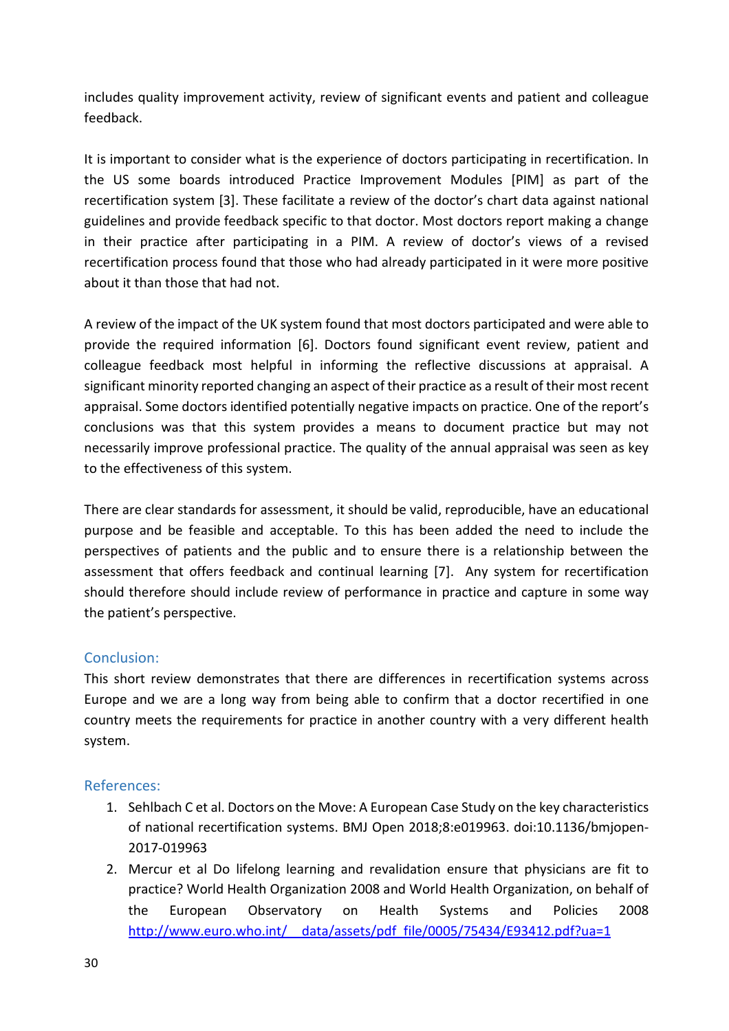includes quality improvement activity, review of significant events and patient and colleague feedback.

It is important to consider what is the experience of doctors participating in recertification. In the US some boards introduced Practice Improvement Modules [PIM] as part of the recertification system [3]. These facilitate a review of the doctor's chart data against national guidelines and provide feedback specific to that doctor. Most doctors report making a change in their practice after participating in a PIM. A review of doctor's views of a revised recertification process found that those who had already participated in it were more positive about it than those that had not.

A review of the impact of the UK system found that most doctors participated and were able to provide the required information [6]. Doctors found significant event review, patient and colleague feedback most helpful in informing the reflective discussions at appraisal. A significant minority reported changing an aspect of their practice as a result of their most recent appraisal. Some doctors identified potentially negative impacts on practice. One of the report's conclusions was that this system provides a means to document practice but may not necessarily improve professional practice. The quality of the annual appraisal was seen as key to the effectiveness of this system.

There are clear standards for assessment, it should be valid, reproducible, have an educational purpose and be feasible and acceptable. To this has been added the need to include the perspectives of patients and the public and to ensure there is a relationship between the assessment that offers feedback and continual learning [7]. Any system for recertification should therefore should include review of performance in practice and capture in some way the patient's perspective.

## Conclusion:

This short review demonstrates that there are differences in recertification systems across Europe and we are a long way from being able to confirm that a doctor recertified in one country meets the requirements for practice in another country with a very different health system.

## References:

1. Sehlbach C et al. Doctors on the Move: A European Case Study on the key characteristics of national recertification systems. BMJ Open 2018;8:e019963. doi:10.1136/bmjopen-2017-019963
2. Mercur et al Do lifelong learning and revalidation ensure that physicians are fit to practice? World Health Organization 2008 and World Health Organization, on behalf of the European Observatory on Health Systems and Policies 2008 http://www.euro.who.int/__data/assets/pdf_file/0005/75434/E93412.pdf?ua=1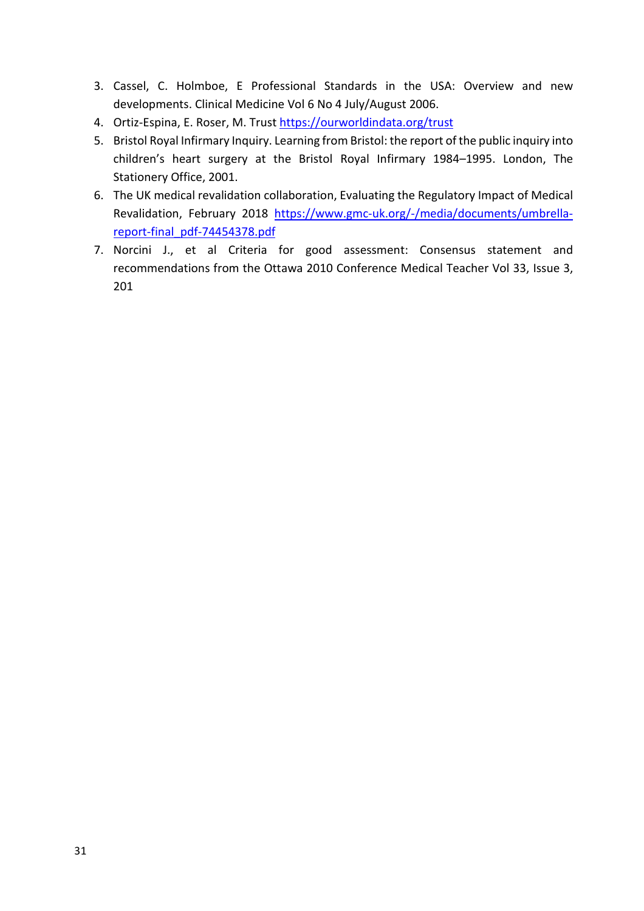3. Cassel, C. Holmboe, E Professional Standards in the USA: Overview and new developments. Clinical Medicine Vol 6 No 4 July/August 2006.
4. Ortiz-Espina, E. Roser, M. Trust https://ourworldindata.org/trust
5. Bristol Royal Infirmary Inquiry. Learning from Bristol: the report of the public inquiry into children's heart surgery at the Bristol Royal Infirmary 1984–1995. London, The Stationery Office, 2001.
6. The UK medical revalidation collaboration, Evaluating the Regulatory Impact of Medical Revalidation, February 2018 https://www.gmc-uk.org/-/media/documents/umbrella-report-final_pdf-74454378.pdf
7. Norcini J., et al Criteria for good assessment: Consensus statement and recommendations from the Ottawa 2010 Conference Medical Teacher Vol 33, Issue 3, 201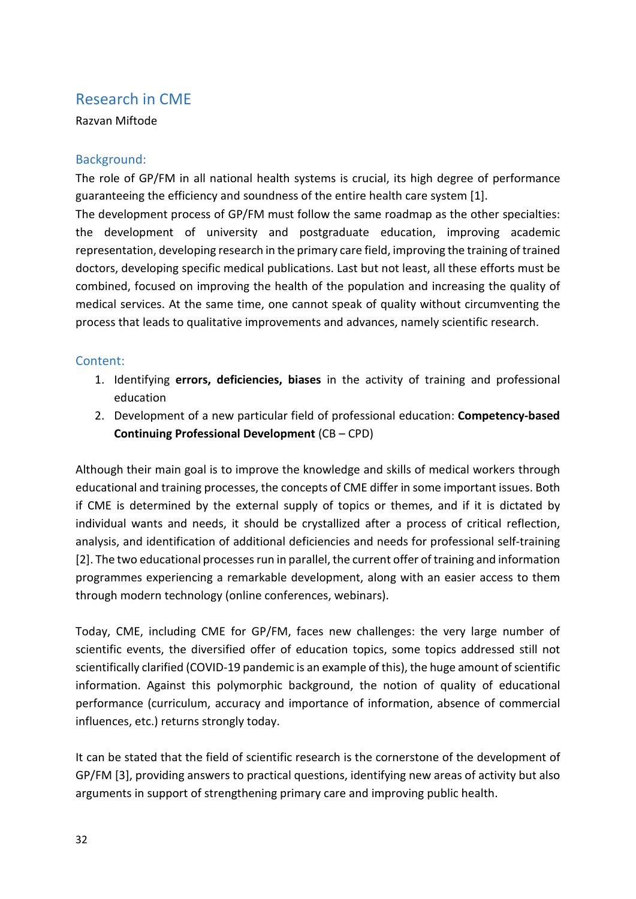## Research in CME

Razvan Miftode

### Background:

The role of GP/FM in all national health systems is crucial, its high degree of performance guaranteeing the efficiency and soundness of the entire health care system [1].

The development process of GP/FM must follow the same roadmap as the other specialties: the development of university and postgraduate education, improving academic representation, developing research in the primary care field, improving the training of trained doctors, developing specific medical publications. Last but not least, all these efforts must be combined, focused on improving the health of the population and increasing the quality of medical services. At the same time, one cannot speak of quality without circumventing the process that leads to qualitative improvements and advances, namely scientific research.

### Content:

1. Identifying **errors, deficiencies, biases** in the activity of training and professional education
2. Development of a new particular field of professional education: **Competency-based Continuing Professional Development** (CB – CPD)

Although their main goal is to improve the knowledge and skills of medical workers through educational and training processes, the concepts of CME differ in some important issues. Both if CME is determined by the external supply of topics or themes, and if it is dictated by individual wants and needs, it should be crystallized after a process of critical reflection, analysis, and identification of additional deficiencies and needs for professional self-training [2]. The two educational processes run in parallel, the current offer of training and information programmes experiencing a remarkable development, along with an easier access to them through modern technology (online conferences, webinars).

Today, CME, including CME for GP/FM, faces new challenges: the very large number of scientific events, the diversified offer of education topics, some topics addressed still not scientifically clarified (COVID-19 pandemic is an example of this), the huge amount of scientific information. Against this polymorphic background, the notion of quality of educational performance (curriculum, accuracy and importance of information, absence of commercial influences, etc.) returns strongly today.

It can be stated that the field of scientific research is the cornerstone of the development of GP/FM [3], providing answers to practical questions, identifying new areas of activity but also arguments in support of strengthening primary care and improving public health.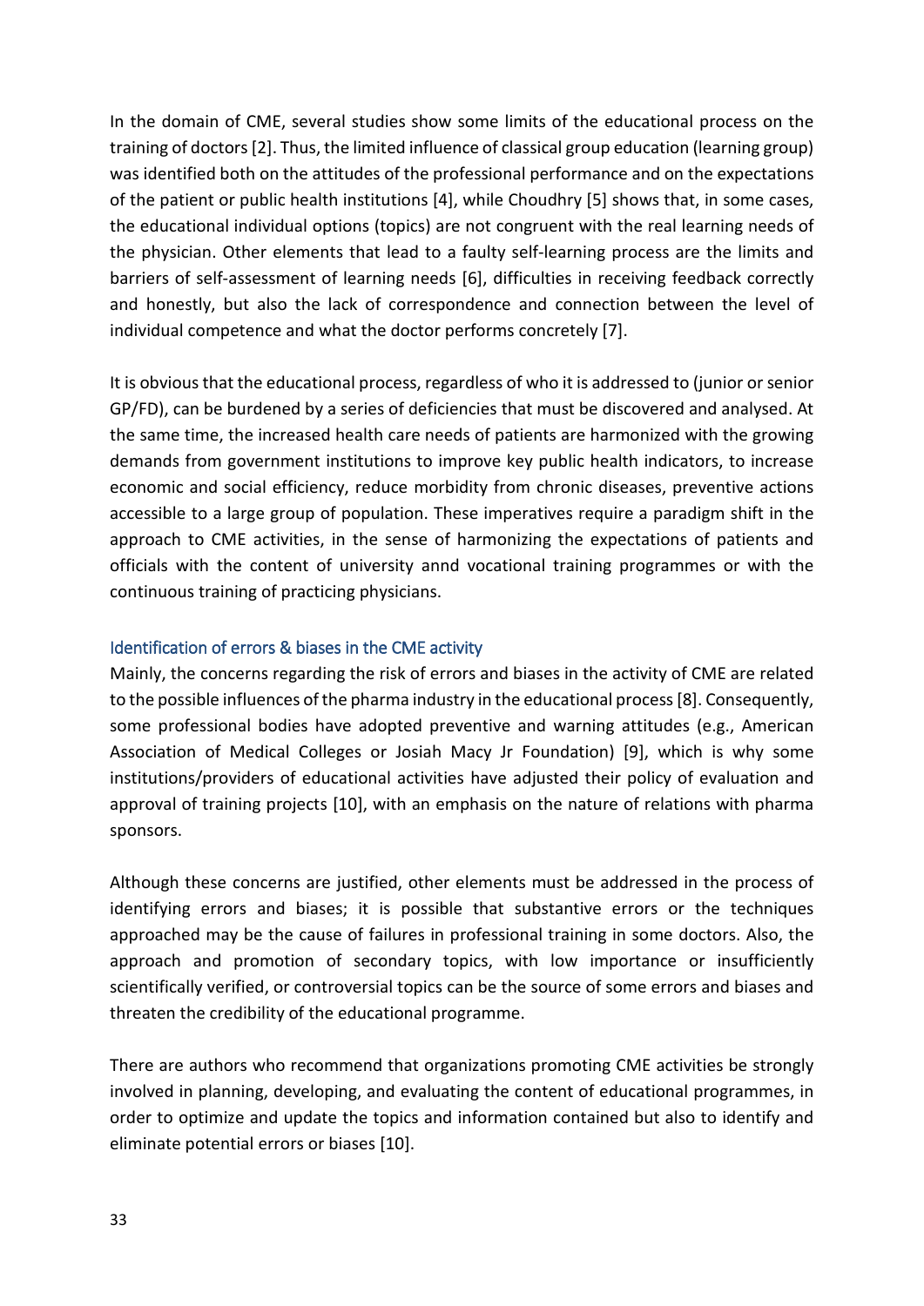In the domain of CME, several studies show some limits of the educational process on the training of doctors [2]. Thus, the limited influence of classical group education (learning group) was identified both on the attitudes of the professional performance and on the expectations of the patient or public health institutions [4], while Choudhry [5] shows that, in some cases, the educational individual options (topics) are not congruent with the real learning needs of the physician. Other elements that lead to a faulty self-learning process are the limits and barriers of self-assessment of learning needs [6], difficulties in receiving feedback correctly and honestly, but also the lack of correspondence and connection between the level of individual competence and what the doctor performs concretely [7].

It is obvious that the educational process, regardless of who it is addressed to (junior or senior GP/FD), can be burdened by a series of deficiencies that must be discovered and analysed. At the same time, the increased health care needs of patients are harmonized with the growing demands from government institutions to improve key public health indicators, to increase economic and social efficiency, reduce morbidity from chronic diseases, preventive actions accessible to a large group of population. These imperatives require a paradigm shift in the approach to CME activities, in the sense of harmonizing the expectations of patients and officials with the content of university annd vocational training programmes or with the continuous training of practicing physicians.

### Identification of errors & biases in the CME activity

Mainly, the concerns regarding the risk of errors and biases in the activity of CME are related to the possible influences of the pharma industry in the educational process [8]. Consequently, some professional bodies have adopted preventive and warning attitudes (e.g., American Association of Medical Colleges or Josiah Macy Jr Foundation) [9], which is why some institutions/providers of educational activities have adjusted their policy of evaluation and approval of training projects [10], with an emphasis on the nature of relations with pharma sponsors.

Although these concerns are justified, other elements must be addressed in the process of identifying errors and biases; it is possible that substantive errors or the techniques approached may be the cause of failures in professional training in some doctors. Also, the approach and promotion of secondary topics, with low importance or insufficiently scientifically verified, or controversial topics can be the source of some errors and biases and threaten the credibility of the educational programme.

There are authors who recommend that organizations promoting CME activities be strongly involved in planning, developing, and evaluating the content of educational programmes, in order to optimize and update the topics and information contained but also to identify and eliminate potential errors or biases [10].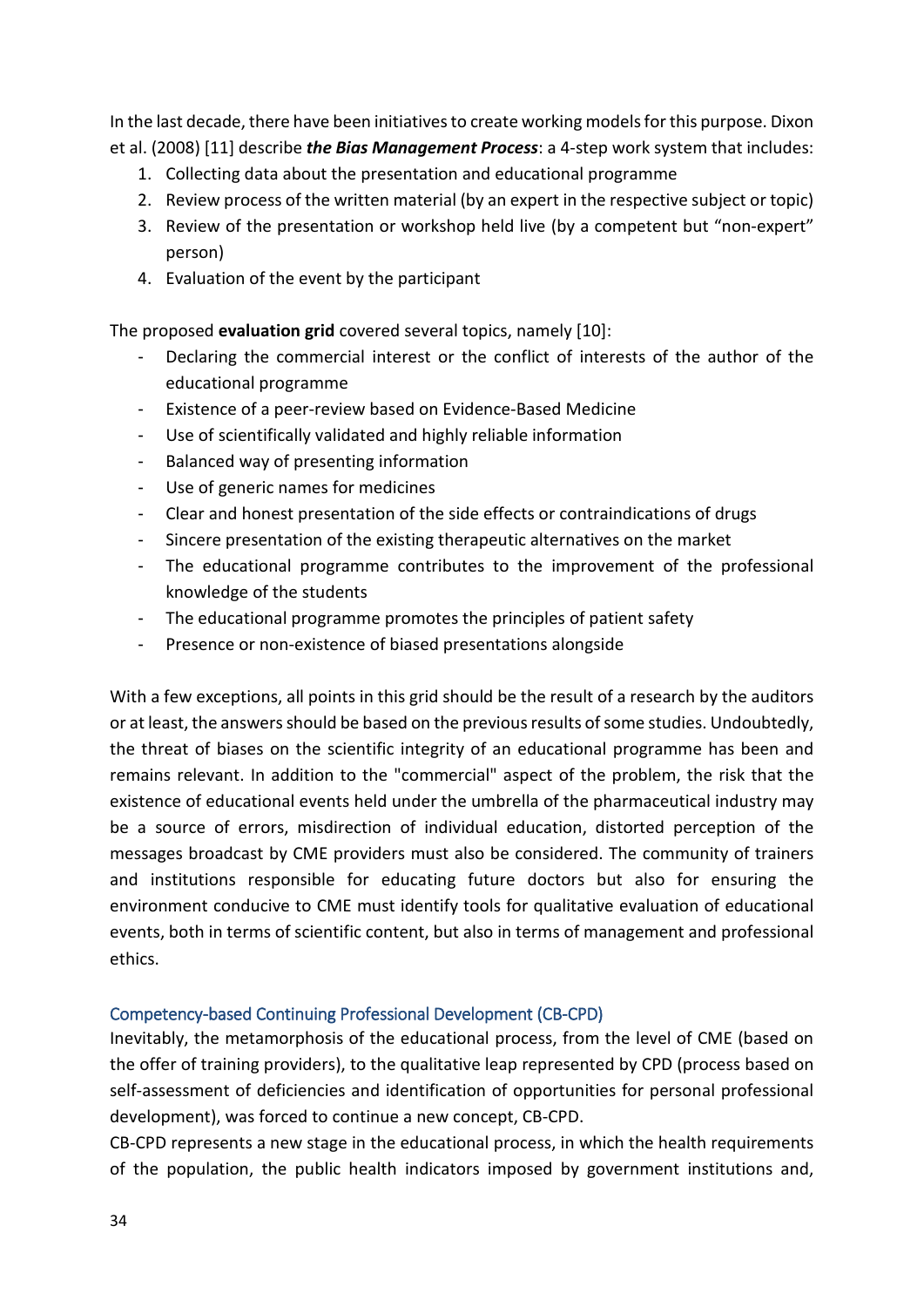In the last decade, there have been initiatives to create working models for this purpose. Dixon et al. (2008) [11] describe ***the Bias Management Process***: a 4-step work system that includes:

1. Collecting data about the presentation and educational programme
2. Review process of the written material (by an expert in the respective subject or topic)
3. Review of the presentation or workshop held live (by a competent but "non-expert" person)
4. Evaluation of the event by the participant

The proposed **evaluation grid** covered several topics, namely [10]:

- Declaring the commercial interest or the conflict of interests of the author of the educational programme
- Existence of a peer-review based on Evidence-Based Medicine
- Use of scientifically validated and highly reliable information
- Balanced way of presenting information
- Use of generic names for medicines
- Clear and honest presentation of the side effects or contraindications of drugs
- Sincere presentation of the existing therapeutic alternatives on the market
- The educational programme contributes to the improvement of the professional knowledge of the students
- The educational programme promotes the principles of patient safety
- Presence or non-existence of biased presentations alongside

With a few exceptions, all points in this grid should be the result of a research by the auditors or at least, the answers should be based on the previous results of some studies. Undoubtedly, the threat of biases on the scientific integrity of an educational programme has been and remains relevant. In addition to the "commercial" aspect of the problem, the risk that the existence of educational events held under the umbrella of the pharmaceutical industry may be a source of errors, misdirection of individual education, distorted perception of the messages broadcast by CME providers must also be considered. The community of trainers and institutions responsible for educating future doctors but also for ensuring the environment conducive to CME must identify tools for qualitative evaluation of educational events, both in terms of scientific content, but also in terms of management and professional ethics.

### Competency-based Continuing Professional Development (CB-CPD)

Inevitably, the metamorphosis of the educational process, from the level of CME (based on the offer of training providers), to the qualitative leap represented by CPD (process based on self-assessment of deficiencies and identification of opportunities for personal professional development), was forced to continue a new concept, CB-CPD.

CB-CPD represents a new stage in the educational process, in which the health requirements of the population, the public health indicators imposed by government institutions and,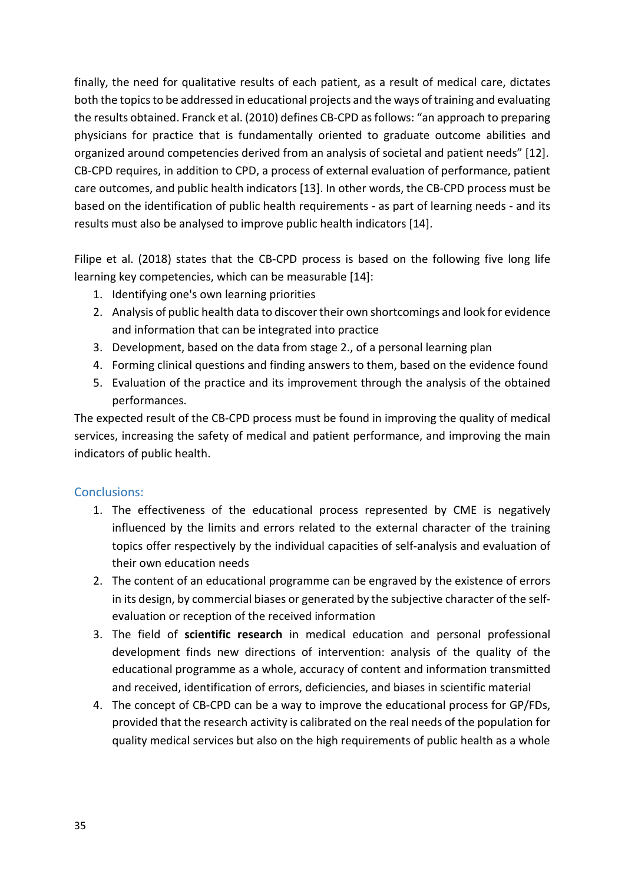finally, the need for qualitative results of each patient, as a result of medical care, dictates both the topics to be addressed in educational projects and the ways of training and evaluating the results obtained. Franck et al. (2010) defines CB-CPD as follows: "an approach to preparing physicians for practice that is fundamentally oriented to graduate outcome abilities and organized around competencies derived from an analysis of societal and patient needs" [12]. CB-CPD requires, in addition to CPD, a process of external evaluation of performance, patient care outcomes, and public health indicators [13]. In other words, the CB-CPD process must be based on the identification of public health requirements - as part of learning needs - and its results must also be analysed to improve public health indicators [14].

Filipe et al. (2018) states that the CB-CPD process is based on the following five long life learning key competencies, which can be measurable [14]:

1. Identifying one's own learning priorities
2. Analysis of public health data to discover their own shortcomings and look for evidence and information that can be integrated into practice
3. Development, based on the data from stage 2., of a personal learning plan
4. Forming clinical questions and finding answers to them, based on the evidence found
5. Evaluation of the practice and its improvement through the analysis of the obtained performances.

The expected result of the CB-CPD process must be found in improving the quality of medical services, increasing the safety of medical and patient performance, and improving the main indicators of public health.

## Conclusions:

1. The effectiveness of the educational process represented by CME is negatively influenced by the limits and errors related to the external character of the training topics offer respectively by the individual capacities of self-analysis and evaluation of their own education needs
2. The content of an educational programme can be engraved by the existence of errors in its design, by commercial biases or generated by the subjective character of the self-evaluation or reception of the received information
3. The field of **scientific research** in medical education and personal professional development finds new directions of intervention: analysis of the quality of the educational programme as a whole, accuracy of content and information transmitted and received, identification of errors, deficiencies, and biases in scientific material
4. The concept of CB-CPD can be a way to improve the educational process for GP/FDs, provided that the research activity is calibrated on the real needs of the population for quality medical services but also on the high requirements of public health as a whole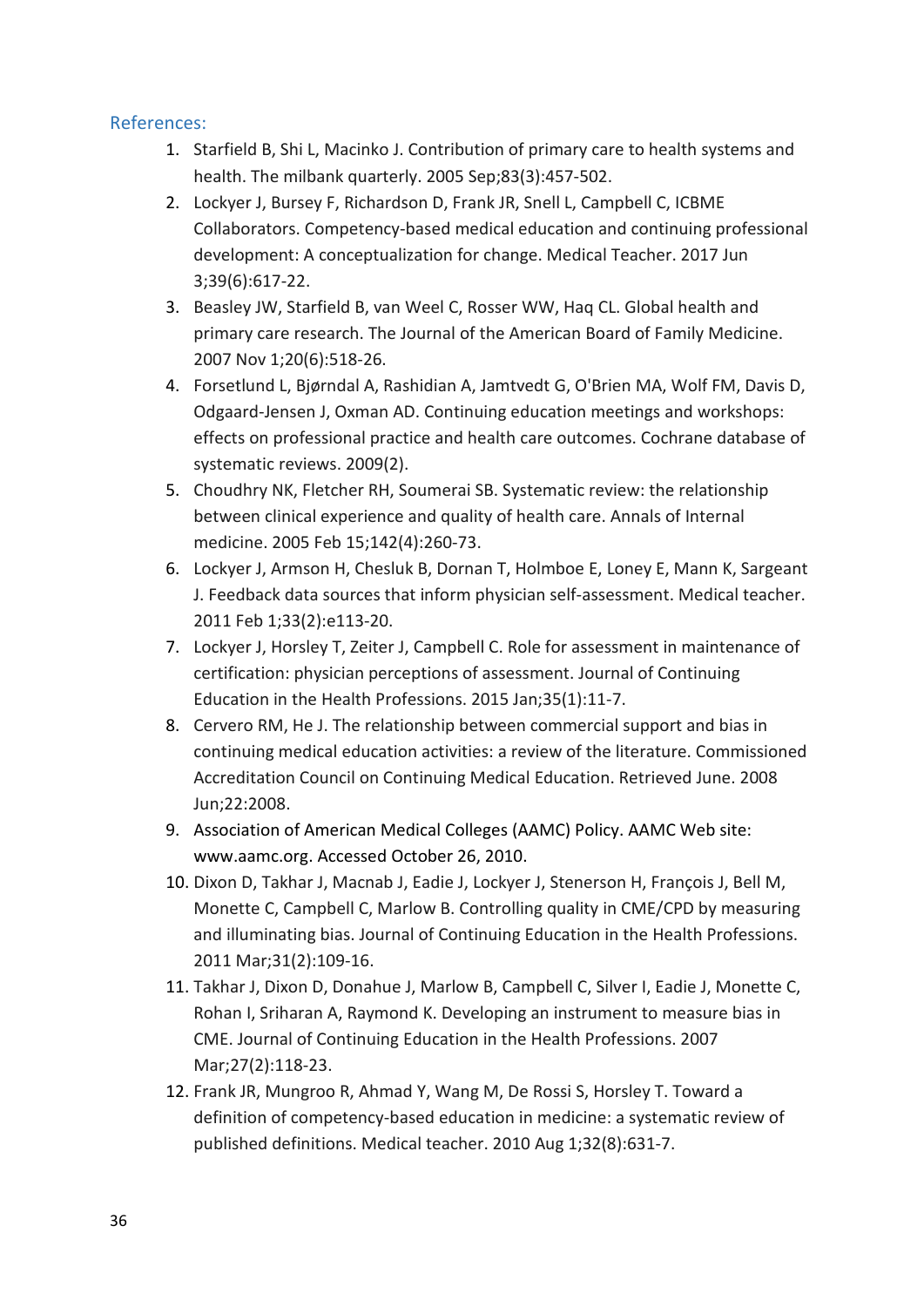## References:

1. Starfield B, Shi L, Macinko J. Contribution of primary care to health systems and health. The milbank quarterly. 2005 Sep;83(3):457-502.
2. Lockyer J, Bursey F, Richardson D, Frank JR, Snell L, Campbell C, ICBME Collaborators. Competency-based medical education and continuing professional development: A conceptualization for change. Medical Teacher. 2017 Jun 3;39(6):617-22.
3. Beasley JW, Starfield B, van Weel C, Rosser WW, Haq CL. Global health and primary care research. The Journal of the American Board of Family Medicine. 2007 Nov 1;20(6):518-26.
4. Forsetlund L, Bjørndal A, Rashidian A, Jamtvedt G, O'Brien MA, Wolf FM, Davis D, Odgaard-Jensen J, Oxman AD. Continuing education meetings and workshops: effects on professional practice and health care outcomes. Cochrane database of systematic reviews. 2009(2).
5. Choudhry NK, Fletcher RH, Soumerai SB. Systematic review: the relationship between clinical experience and quality of health care. Annals of Internal medicine. 2005 Feb 15;142(4):260-73.
6. Lockyer J, Armson H, Chesluk B, Dornan T, Holmboe E, Loney E, Mann K, Sargeant J. Feedback data sources that inform physician self-assessment. Medical teacher. 2011 Feb 1;33(2):e113-20.
7. Lockyer J, Horsley T, Zeiter J, Campbell C. Role for assessment in maintenance of certification: physician perceptions of assessment. Journal of Continuing Education in the Health Professions. 2015 Jan;35(1):11-7.
8. Cervero RM, He J. The relationship between commercial support and bias in continuing medical education activities: a review of the literature. Commissioned Accreditation Council on Continuing Medical Education. Retrieved June. 2008 Jun;22:2008.
9. Association of American Medical Colleges (AAMC) Policy. AAMC Web site: www.aamc.org. Accessed October 26, 2010.
10. Dixon D, Takhar J, Macnab J, Eadie J, Lockyer J, Stenerson H, François J, Bell M, Monette C, Campbell C, Marlow B. Controlling quality in CME/CPD by measuring and illuminating bias. Journal of Continuing Education in the Health Professions. 2011 Mar;31(2):109-16.
11. Takhar J, Dixon D, Donahue J, Marlow B, Campbell C, Silver I, Eadie J, Monette C, Rohan I, Sriharan A, Raymond K. Developing an instrument to measure bias in CME. Journal of Continuing Education in the Health Professions. 2007 Mar;27(2):118-23.
12. Frank JR, Mungroo R, Ahmad Y, Wang M, De Rossi S, Horsley T. Toward a definition of competency-based education in medicine: a systematic review of published definitions. Medical teacher. 2010 Aug 1;32(8):631-7.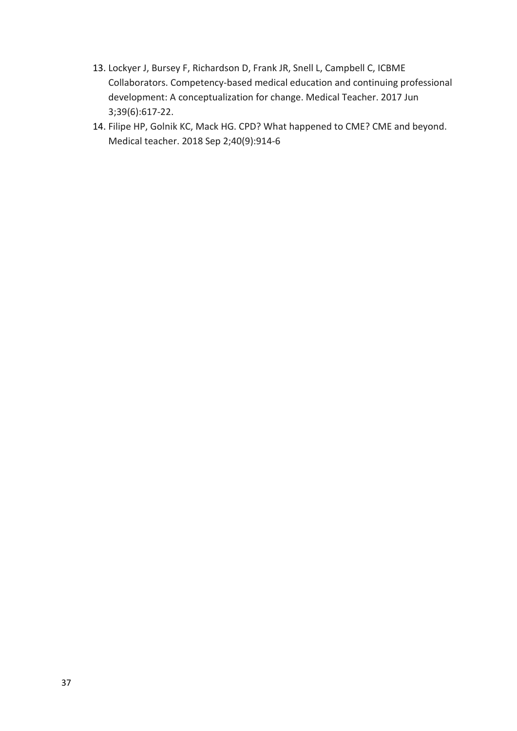13. Lockyer J, Bursey F, Richardson D, Frank JR, Snell L, Campbell C, ICBME Collaborators. Competency-based medical education and continuing professional development: A conceptualization for change. Medical Teacher. 2017 Jun 3;39(6):617-22.
14. Filipe HP, Golnik KC, Mack HG. CPD? What happened to CME? CME and beyond. Medical teacher. 2018 Sep 2;40(9):914-6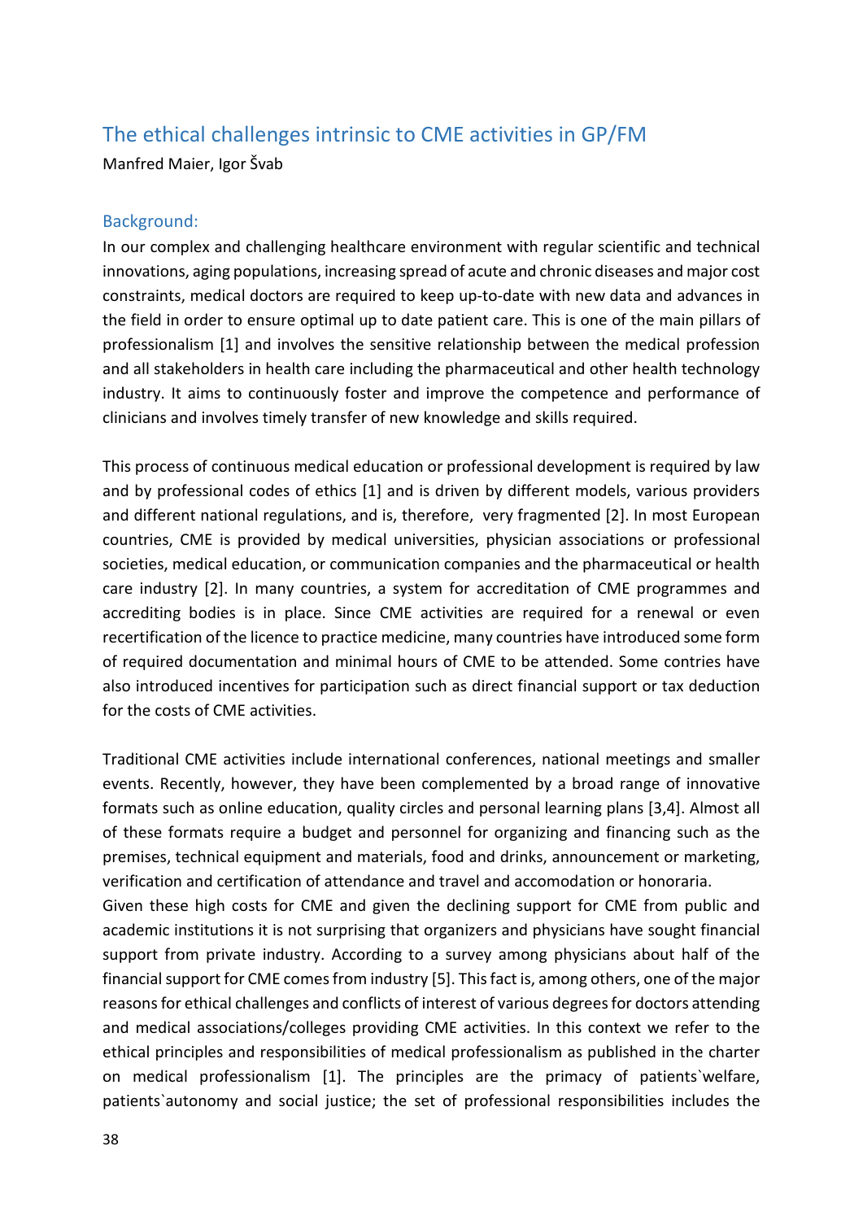## The ethical challenges intrinsic to CME activities in GP/FM

Manfred Maier, Igor Švab

### Background:

In our complex and challenging healthcare environment with regular scientific and technical innovations, aging populations, increasing spread of acute and chronic diseases and major cost constraints, medical doctors are required to keep up-to-date with new data and advances in the field in order to ensure optimal up to date patient care. This is one of the main pillars of professionalism [1] and involves the sensitive relationship between the medical profession and all stakeholders in health care including the pharmaceutical and other health technology industry. It aims to continuously foster and improve the competence and performance of clinicians and involves timely transfer of new knowledge and skills required.

This process of continuous medical education or professional development is required by law and by professional codes of ethics [1] and is driven by different models, various providers and different national regulations, and is, therefore, very fragmented [2]. In most European countries, CME is provided by medical universities, physician associations or professional societies, medical education, or communication companies and the pharmaceutical or health care industry [2]. In many countries, a system for accreditation of CME programmes and accrediting bodies is in place. Since CME activities are required for a renewal or even recertification of the licence to practice medicine, many countries have introduced some form of required documentation and minimal hours of CME to be attended. Some contries have also introduced incentives for participation such as direct financial support or tax deduction for the costs of CME activities.

Traditional CME activities include international conferences, national meetings and smaller events. Recently, however, they have been complemented by a broad range of innovative formats such as online education, quality circles and personal learning plans [3,4]. Almost all of these formats require a budget and personnel for organizing and financing such as the premises, technical equipment and materials, food and drinks, announcement or marketing, verification and certification of attendance and travel and accomodation or honoraria.

Given these high costs for CME and given the declining support for CME from public and academic institutions it is not surprising that organizers and physicians have sought financial support from private industry. According to a survey among physicians about half of the financial support for CME comes from industry [5]. This fact is, among others, one of the major reasons for ethical challenges and conflicts of interest of various degrees for doctors attending and medical associations/colleges providing CME activities. In this context we refer to the ethical principles and responsibilities of medical professionalism as published in the charter on medical professionalism [1]. The principles are the primacy of patients`welfare, patients`autonomy and social justice; the set of professional responsibilities includes the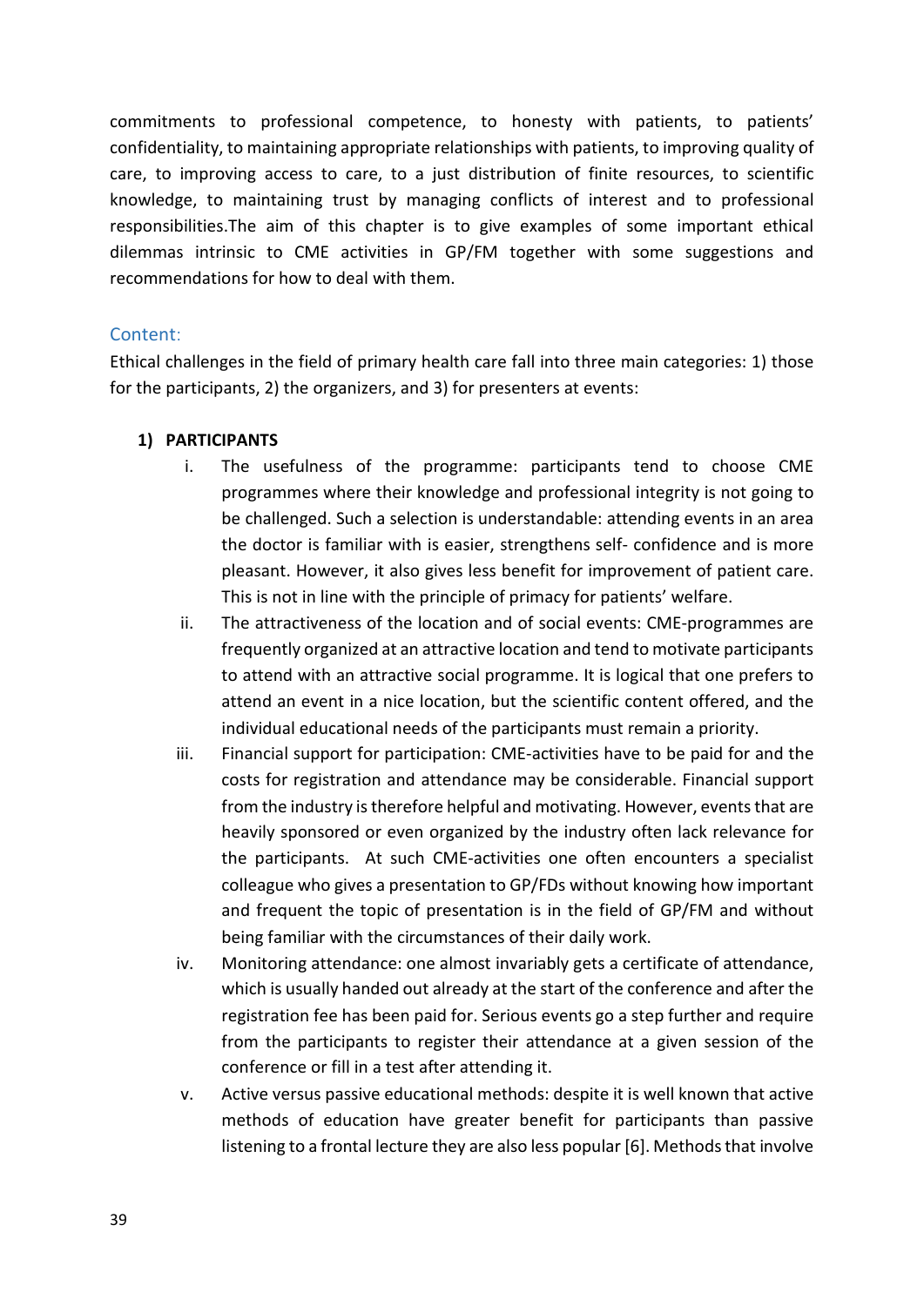commitments to professional competence, to honesty with patients, to patients' confidentiality, to maintaining appropriate relationships with patients, to improving quality of care, to improving access to care, to a just distribution of finite resources, to scientific knowledge, to maintaining trust by managing conflicts of interest and to professional responsibilities.The aim of this chapter is to give examples of some important ethical dilemmas intrinsic to CME activities in GP/FM together with some suggestions and recommendations for how to deal with them.

## Content:

Ethical challenges in the field of primary health care fall into three main categories: 1) those for the participants, 2) the organizers, and 3) for presenters at events:

### 1) PARTICIPANTS

i. The usefulness of the programme: participants tend to choose CME programmes where their knowledge and professional integrity is not going to be challenged. Such a selection is understandable: attending events in an area the doctor is familiar with is easier, strengthens self- confidence and is more pleasant. However, it also gives less benefit for improvement of patient care. This is not in line with the principle of primacy for patients' welfare.

ii. The attractiveness of the location and of social events: CME-programmes are frequently organized at an attractive location and tend to motivate participants to attend with an attractive social programme. It is logical that one prefers to attend an event in a nice location, but the scientific content offered, and the individual educational needs of the participants must remain a priority.

iii. Financial support for participation: CME-activities have to be paid for and the costs for registration and attendance may be considerable. Financial support from the industry is therefore helpful and motivating. However, events that are heavily sponsored or even organized by the industry often lack relevance for the participants. At such CME-activities one often encounters a specialist colleague who gives a presentation to GP/FDs without knowing how important and frequent the topic of presentation is in the field of GP/FM and without being familiar with the circumstances of their daily work.

iv. Monitoring attendance: one almost invariably gets a certificate of attendance, which is usually handed out already at the start of the conference and after the registration fee has been paid for. Serious events go a step further and require from the participants to register their attendance at a given session of the conference or fill in a test after attending it.

v. Active versus passive educational methods: despite it is well known that active methods of education have greater benefit for participants than passive listening to a frontal lecture they are also less popular [6]. Methods that involve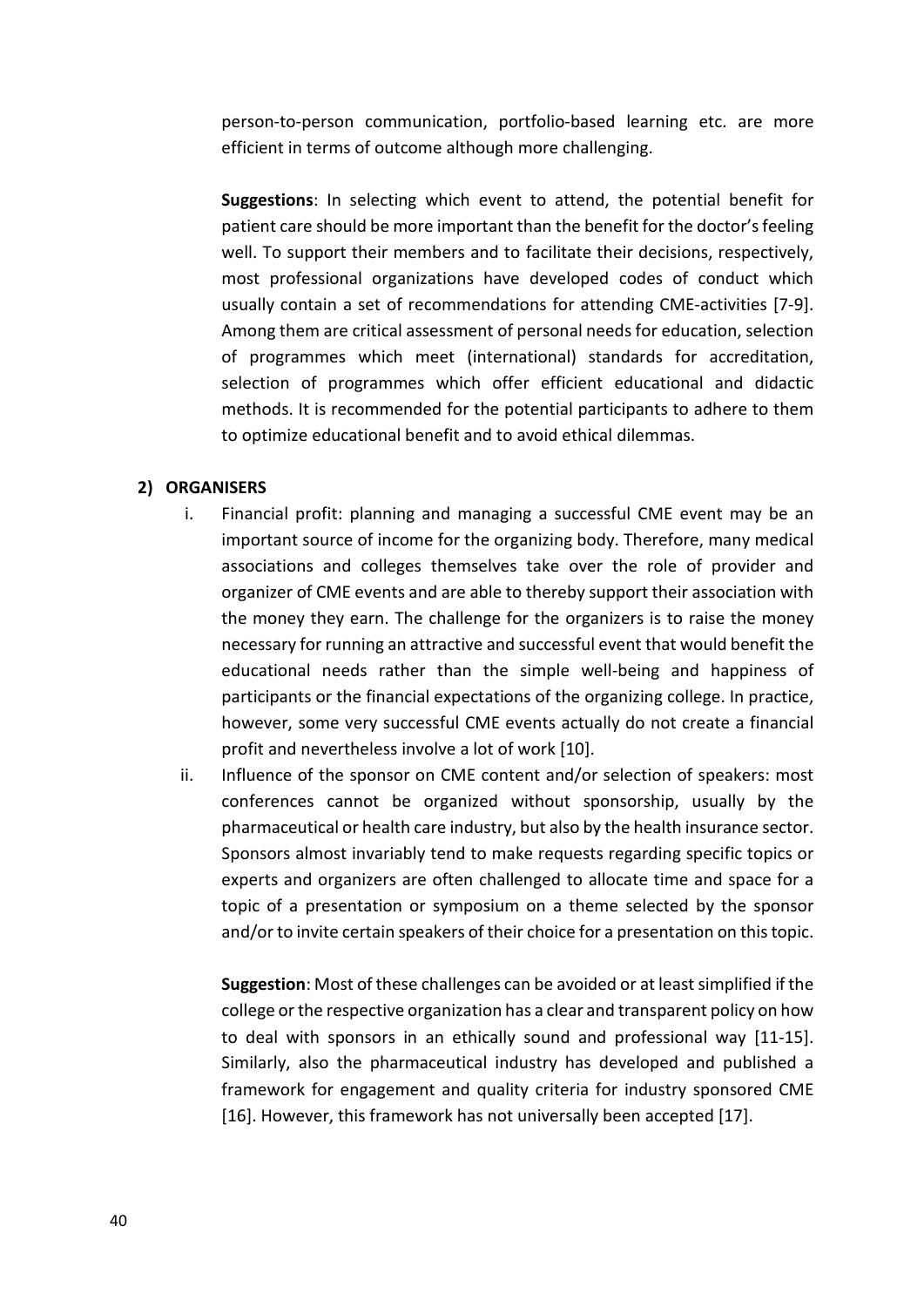person-to-person communication, portfolio-based learning etc. are more efficient in terms of outcome although more challenging.

**Suggestions**: In selecting which event to attend, the potential benefit for patient care should be more important than the benefit for the doctor's feeling well. To support their members and to facilitate their decisions, respectively, most professional organizations have developed codes of conduct which usually contain a set of recommendations for attending CME-activities [7-9]. Among them are critical assessment of personal needs for education, selection of programmes which meet (international) standards for accreditation, selection of programmes which offer efficient educational and didactic methods. It is recommended for the potential participants to adhere to them to optimize educational benefit and to avoid ethical dilemmas.

**2) ORGANISERS**

i. Financial profit: planning and managing a successful CME event may be an important source of income for the organizing body. Therefore, many medical associations and colleges themselves take over the role of provider and organizer of CME events and are able to thereby support their association with the money they earn. The challenge for the organizers is to raise the money necessary for running an attractive and successful event that would benefit the educational needs rather than the simple well-being and happiness of participants or the financial expectations of the organizing college. In practice, however, some very successful CME events actually do not create a financial profit and nevertheless involve a lot of work [10].

ii. Influence of the sponsor on CME content and/or selection of speakers: most conferences cannot be organized without sponsorship, usually by the pharmaceutical or health care industry, but also by the health insurance sector. Sponsors almost invariably tend to make requests regarding specific topics or experts and organizers are often challenged to allocate time and space for a topic of a presentation or symposium on a theme selected by the sponsor and/or to invite certain speakers of their choice for a presentation on this topic.

**Suggestion**: Most of these challenges can be avoided or at least simplified if the college or the respective organization has a clear and transparent policy on how to deal with sponsors in an ethically sound and professional way [11-15]. Similarly, also the pharmaceutical industry has developed and published a framework for engagement and quality criteria for industry sponsored CME [16]. However, this framework has not universally been accepted [17].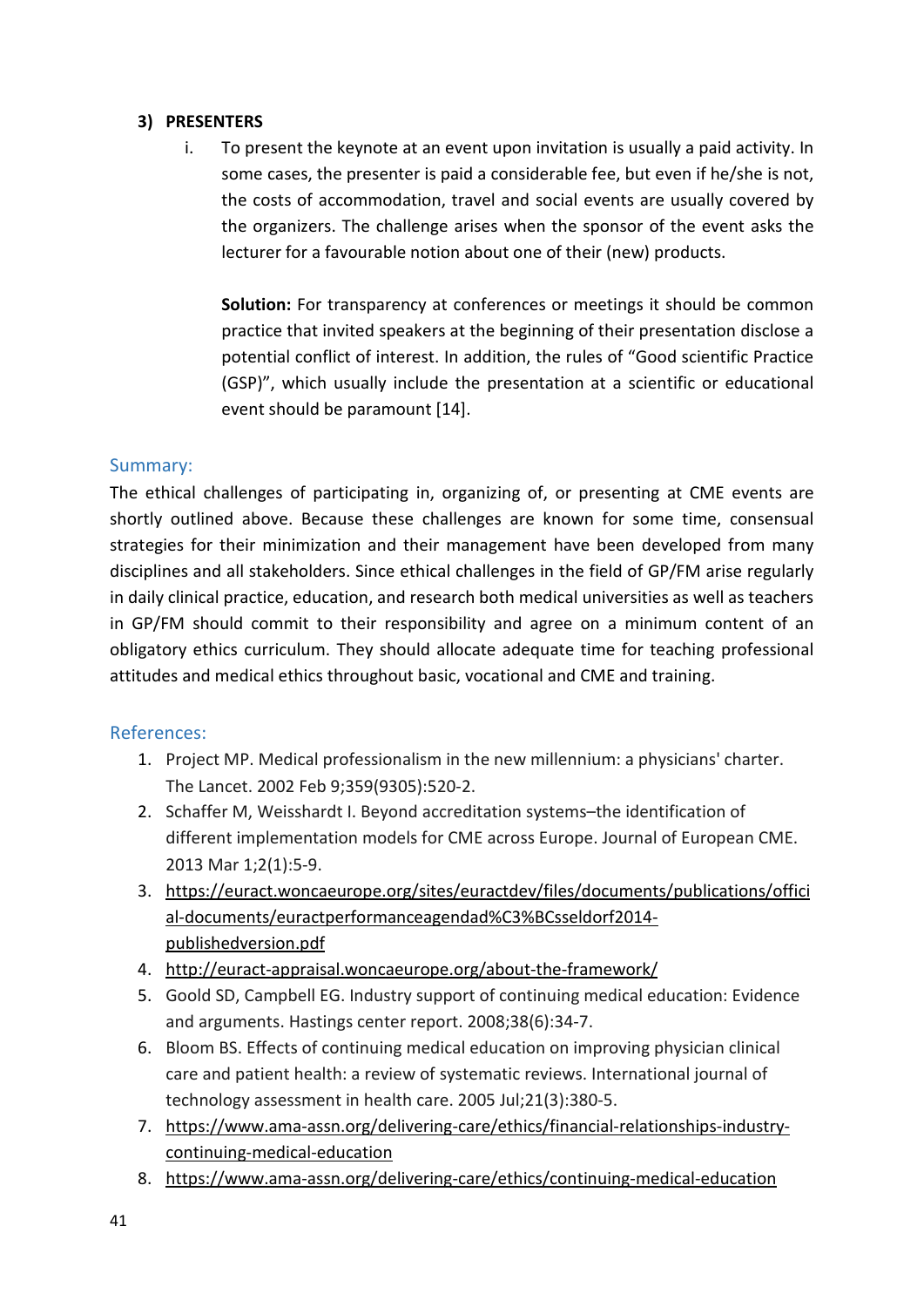### 3) PRESENTERS

i. To present the keynote at an event upon invitation is usually a paid activity. In some cases, the presenter is paid a considerable fee, but even if he/she is not, the costs of accommodation, travel and social events are usually covered by the organizers. The challenge arises when the sponsor of the event asks the lecturer for a favourable notion about one of their (new) products.

   **Solution:** For transparency at conferences or meetings it should be common practice that invited speakers at the beginning of their presentation disclose a potential conflict of interest. In addition, the rules of "Good scientific Practice (GSP)", which usually include the presentation at a scientific or educational event should be paramount [14].

## Summary:

The ethical challenges of participating in, organizing of, or presenting at CME events are shortly outlined above. Because these challenges are known for some time, consensual strategies for their minimization and their management have been developed from many disciplines and all stakeholders. Since ethical challenges in the field of GP/FM arise regularly in daily clinical practice, education, and research both medical universities as well as teachers in GP/FM should commit to their responsibility and agree on a minimum content of an obligatory ethics curriculum. They should allocate adequate time for teaching professional attitudes and medical ethics throughout basic, vocational and CME and training.

## References:

1. Project MP. Medical professionalism in the new millennium: a physicians' charter. The Lancet. 2002 Feb 9;359(9305):520-2.
2. Schaffer M, Weisshardt I. Beyond accreditation systems–the identification of different implementation models for CME across Europe. Journal of European CME. 2013 Mar 1;2(1):5-9.
3. https://euract.woncaeurope.org/sites/euractdev/files/documents/publications/official-documents/euractperformanceagendad%C3%BCsseldorf2014-publishedversion.pdf
4. http://euract-appraisal.woncaeurope.org/about-the-framework/
5. Goold SD, Campbell EG. Industry support of continuing medical education: Evidence and arguments. Hastings center report. 2008;38(6):34-7.
6. Bloom BS. Effects of continuing medical education on improving physician clinical care and patient health: a review of systematic reviews. International journal of technology assessment in health care. 2005 Jul;21(3):380-5.
7. https://www.ama-assn.org/delivering-care/ethics/financial-relationships-industry-continuing-medical-education
8. https://www.ama-assn.org/delivering-care/ethics/continuing-medical-education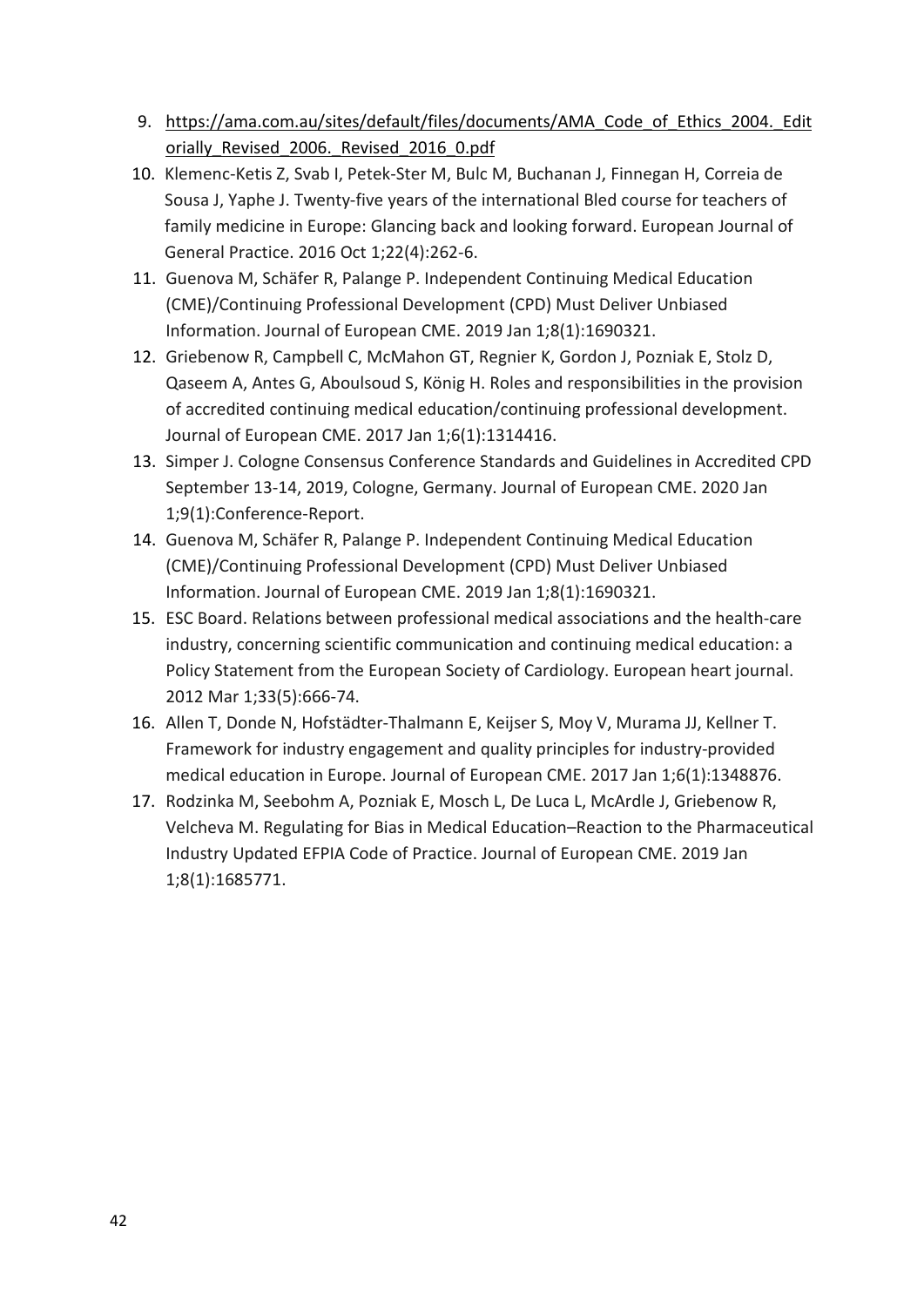9. https://ama.com.au/sites/default/files/documents/AMA_Code_of_Ethics_2004._Editorially_Revised_2006._Revised_2016_0.pdf
10. Klemenc-Ketis Z, Svab I, Petek-Ster M, Bulc M, Buchanan J, Finnegan H, Correia de Sousa J, Yaphe J. Twenty-five years of the international Bled course for teachers of family medicine in Europe: Glancing back and looking forward. European Journal of General Practice. 2016 Oct 1;22(4):262-6.
11. Guenova M, Schäfer R, Palange P. Independent Continuing Medical Education (CME)/Continuing Professional Development (CPD) Must Deliver Unbiased Information. Journal of European CME. 2019 Jan 1;8(1):1690321.
12. Griebenow R, Campbell C, McMahon GT, Regnier K, Gordon J, Pozniak E, Stolz D, Qaseem A, Antes G, Aboulsoud S, König H. Roles and responsibilities in the provision of accredited continuing medical education/continuing professional development. Journal of European CME. 2017 Jan 1;6(1):1314416.
13. Simper J. Cologne Consensus Conference Standards and Guidelines in Accredited CPD September 13-14, 2019, Cologne, Germany. Journal of European CME. 2020 Jan 1;9(1):Conference-Report.
14. Guenova M, Schäfer R, Palange P. Independent Continuing Medical Education (CME)/Continuing Professional Development (CPD) Must Deliver Unbiased Information. Journal of European CME. 2019 Jan 1;8(1):1690321.
15. ESC Board. Relations between professional medical associations and the health-care industry, concerning scientific communication and continuing medical education: a Policy Statement from the European Society of Cardiology. European heart journal. 2012 Mar 1;33(5):666-74.
16. Allen T, Donde N, Hofstädter-Thalmann E, Keijser S, Moy V, Murama JJ, Kellner T. Framework for industry engagement and quality principles for industry-provided medical education in Europe. Journal of European CME. 2017 Jan 1;6(1):1348876.
17. Rodzinka M, Seebohm A, Pozniak E, Mosch L, De Luca L, McArdle J, Griebenow R, Velcheva M. Regulating for Bias in Medical Education–Reaction to the Pharmaceutical Industry Updated EFPIA Code of Practice. Journal of European CME. 2019 Jan 1;8(1):1685771.